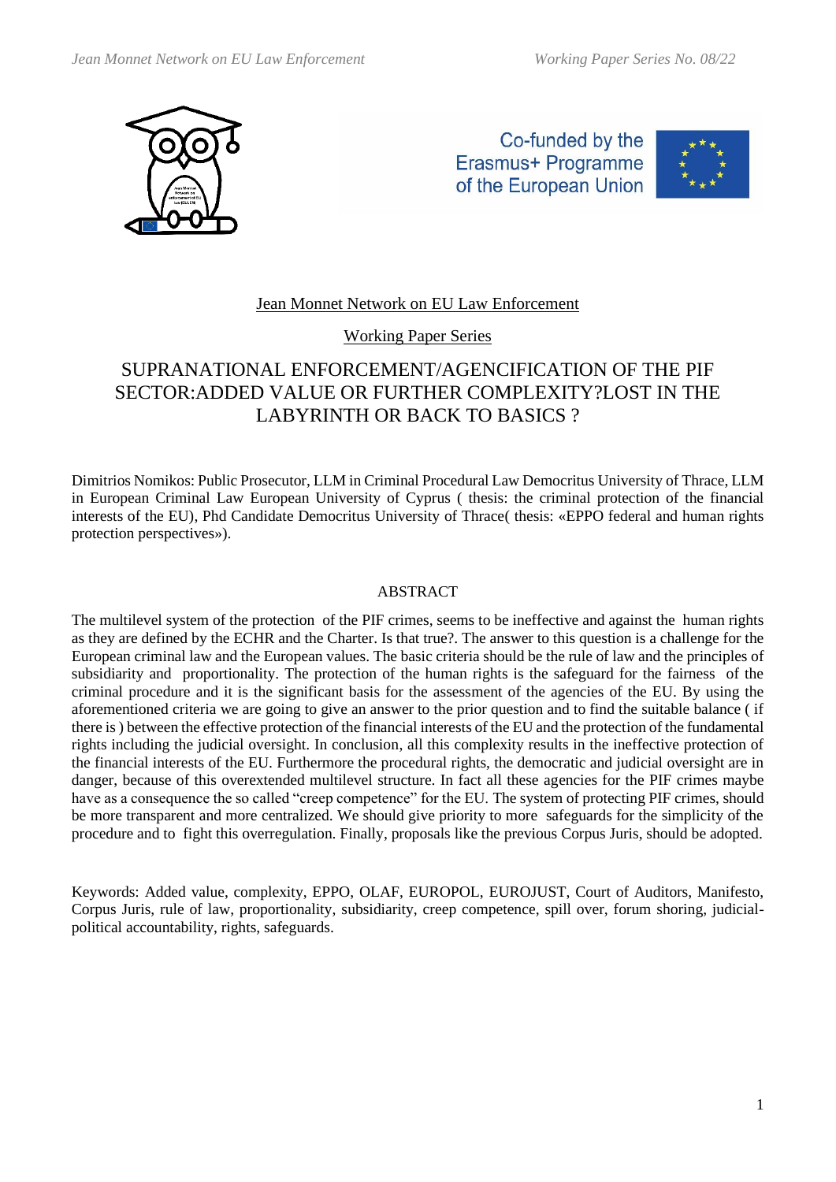Jean Monnet Network on EU Law Enforcement

Working Paper Series

# SUPRANATIONAL ENFORCEMENT/AGENCIFICATION OF THE PIF SECTOR:ADDED VALUE OR FURTHER COMPLEXITY?LOST IN THE LABYRINTH OR BACK TO BASICS ?

Dimitrios Nomikos: Public Prosecutor, LLM in Criminal Procedural Law Democritus University of Thrace, LLM in European Criminal Law European University of Cyprus ( thesis: the criminal protection of the financial interests of the EU), Phd Candidate Democritus University of Thrace( thesis: «EPPO federal and human rights protection perspectives»).

## ABSTRACT

The multilevel system of the protection of the PIF crimes, seems to be ineffective and against the human rights as they are defined by the ECHR and the Charter. Is that true?. The answer to this question is a challenge for the European criminal law and the European values. The basic criteria should be the rule of law and the principles of subsidiarity and proportionality. The protection of the human rights is the safeguard for the fairness of the criminal procedure and it is the significant basis for the assessment of the agencies of the EU. By using the aforementioned criteria we are going to give an answer to the prior question and to find the suitable balance ( if there is ) between the effective protection of the financial interests of the EU and the protection of the fundamental rights including the judicial oversight. In conclusion, all this complexity results in the ineffective protection of the financial interests of the EU. Furthermore the procedural rights, the democratic and judicial oversight are in danger, because of this overextended multilevel structure. In fact all these agencies for the PIF crimes maybe have as a consequence the so called "creep competence" for the EU. The system of protecting PIF crimes, should be more transparent and more centralized. We should give priority to more safeguards for the simplicity of the procedure and to fight this overregulation. Finally, proposals like the previous Corpus Juris, should be adopted.

Keywords: Added value, complexity, EPPO, OLAF, EUROPOL, EUROJUST, Court of Auditors, Manifesto, Corpus Juris, rule of law, proportionality, subsidiarity, creep competence, spill over, forum shoring, judicial-political accountability, rights, safeguards.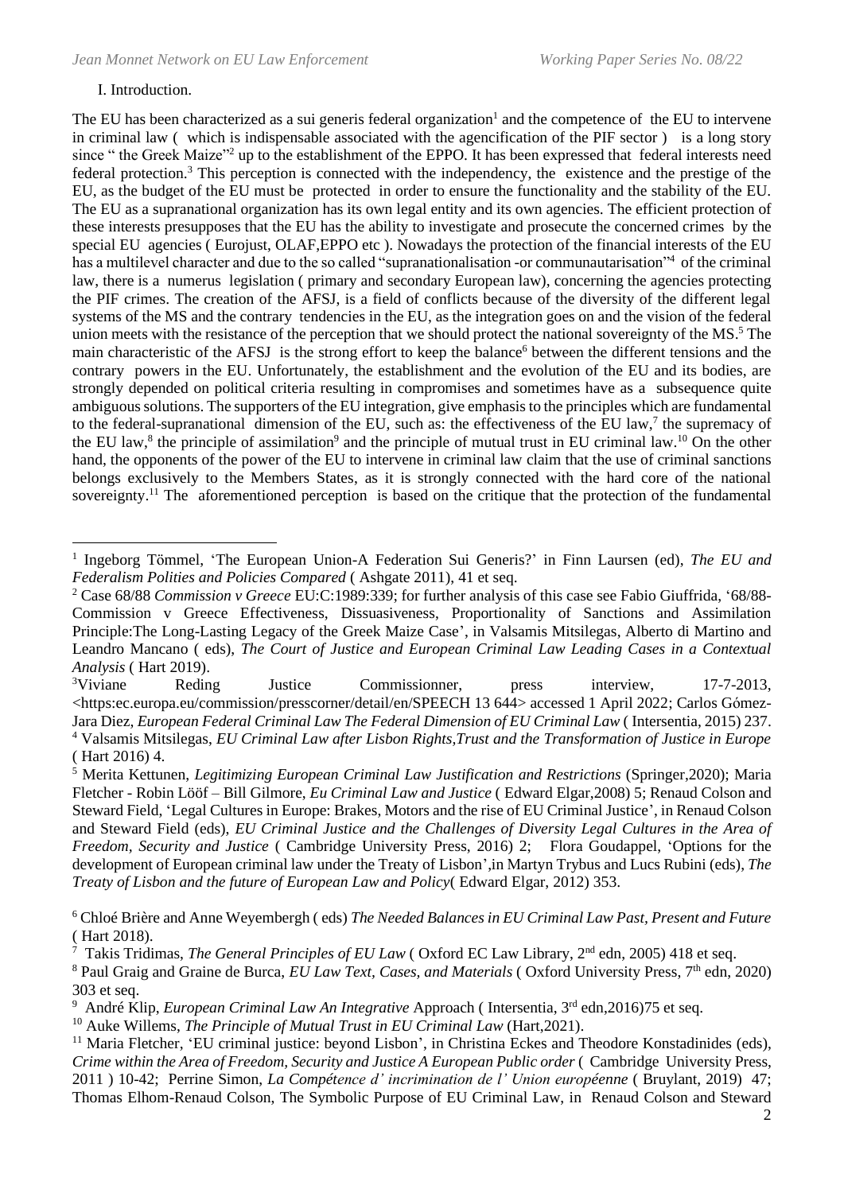## I. Introduction.

The EU has been characterized as a sui generis federal organization[1] and the competence of the EU to intervene in criminal law ( which is indispensable associated with the agencification of the PIF sector ) is a long story since " the Greek Maize"[2] up to the establishment of the EPPO. It has been expressed that federal interests need federal protection.[3] This perception is connected with the independency, the existence and the prestige of the EU, as the budget of the EU must be protected in order to ensure the functionality and the stability of the EU. The EU as a supranational organization has its own legal entity and its own agencies. The efficient protection of these interests presupposes that the EU has the ability to investigate and prosecute the concerned crimes by the special EU agencies ( Eurojust, OLAF,EPPO etc ). Nowadays the protection of the financial interests of the EU has a multilevel character and due to the so called "supranationalisation -or communautarisation"[4] of the criminal law, there is a numerus legislation ( primary and secondary European law), concerning the agencies protecting the PIF crimes. The creation of the AFSJ, is a field of conflicts because of the diversity of the different legal systems of the MS and the contrary tendencies in the EU, as the integration goes on and the vision of the federal union meets with the resistance of the perception that we should protect the national sovereignty of the MS.[5] The main characteristic of the AFSJ is the strong effort to keep the balance[6] between the different tensions and the contrary powers in the EU. Unfortunately, the establishment and the evolution of the EU and its bodies, are strongly depended on political criteria resulting in compromises and sometimes have as a subsequence quite ambiguous solutions. The supporters of the EU integration, give emphasis to the principles which are fundamental to the federal-supranational dimension of the EU, such as: the effectiveness of the EU law,[7] the supremacy of the EU law,[8] the principle of assimilation[9] and the principle of mutual trust in EU criminal law.[10] On the other hand, the opponents of the power of the EU to intervene in criminal law claim that the use of criminal sanctions belongs exclusively to the Members States, as it is strongly connected with the hard core of the national sovereignty.[11] The aforementioned perception is based on the critique that the protection of the fundamental

---

[1] Ingeborg Tömmel, 'The European Union-A Federation Sui Generis?' in Finn Laursen (ed), *The EU and Federalism Polities and Policies Compared* ( Ashgate 2011), 41 et seq.

[2] Case 68/88 *Commission v Greece* EU:C:1989:339; for further analysis of this case see Fabio Giuffrida, '68/88-Commission v Greece Effectiveness, Dissuasiveness, Proportionality of Sanctions and Assimilation Principle:The Long-Lasting Legacy of the Greek Maize Case', in Valsamis Mitsilegas, Alberto di Martino and Leandro Mancano ( eds), *The Court of Justice and European Criminal Law Leading Cases in a Contextual Analysis* ( Hart 2019).

[3] Viviane Reding Justice Commissionner, press interview, 17-7-2013, <https:ec.europa.eu/commission/presscorner/detail/en/SPEECH 13 644> accessed 1 April 2022; Carlos Gómez-Jara Diez, *European Federal Criminal Law The Federal Dimension of EU Criminal Law* ( Intersentia, 2015) 237.

[4] Valsamis Mitsilegas, *EU Criminal Law after Lisbon Rights,Trust and the Transformation of Justice in Europe* ( Hart 2016) 4.

[5] Merita Kettunen, *Legitimizing European Criminal Law Justification and Restrictions* (Springer,2020); Maria Fletcher - Robin Lööf – Bill Gilmore, *Eu Criminal Law and Justice* ( Edward Elgar,2008) 5; Renaud Colson and Steward Field, 'Legal Cultures in Europe: Brakes, Motors and the rise of EU Criminal Justice', in Renaud Colson and Steward Field (eds), *EU Criminal Justice and the Challenges of Diversity Legal Cultures in the Area of Freedom, Security and Justice* ( Cambridge University Press, 2016) 2; Flora Goudappel, 'Options for the development of European criminal law under the Treaty of Lisbon',in Martyn Trybus and Lucs Rubini (eds), *The Treaty of Lisbon and the future of European Law and Policy*( Edward Elgar, 2012) 353.

[6] Chloé Brière and Anne Weyembergh ( eds) *The Needed Balances in EU Criminal Law Past, Present and Future* ( Hart 2018).

[7] Takis Tridimas, *The General Principles of EU Law* ( Oxford EC Law Library, 2nd edn, 2005) 418 et seq.

[8] Paul Graig and Graine de Burca, *EU Law Text, Cases, and Materials* ( Oxford University Press, 7th edn, 2020) 303 et seq.

[9] André Klip, *European Criminal Law An Integrative* Approach ( Intersentia, 3rd edn,2016)75 et seq.

[10] Auke Willems, *The Principle of Mutual Trust in EU Criminal Law* (Hart,2021).

[11] Maria Fletcher, 'EU criminal justice: beyond Lisbon', in Christina Eckes and Theodore Konstadinides (eds), *Crime within the Area of Freedom, Security and Justice A European Public order* ( Cambridge University Press, 2011 ) 10-42; Perrine Simon, *La Compétence d' incrimination de l' Union européenne* ( Bruylant, 2019) 47; Thomas Elhom-Renaud Colson, The Symbolic Purpose of EU Criminal Law, in Renaud Colson and Steward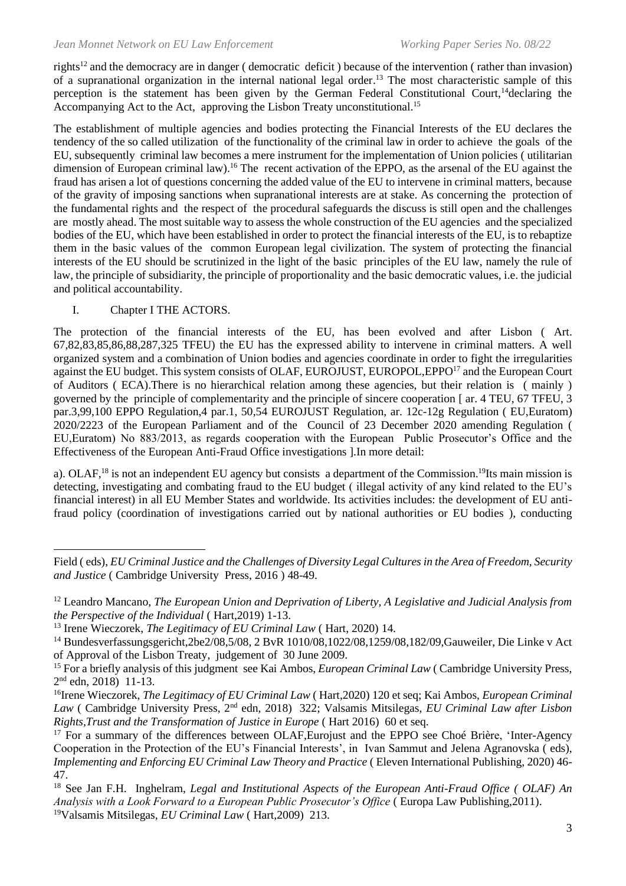rights[12] and the democracy are in danger ( democratic deficit ) because of the intervention ( rather than invasion) of a supranational organization in the internal national legal order.[13] The most characteristic sample of this perception is the statement has been given by the German Federal Constitutional Court,[14]declaring the Accompanying Act to the Act, approving the Lisbon Treaty unconstitutional.[15]

The establishment of multiple agencies and bodies protecting the Financial Interests of the EU declares the tendency of the so called utilization of the functionality of the criminal law in order to achieve the goals of the EU, subsequently criminal law becomes a mere instrument for the implementation of Union policies ( utilitarian dimension of European criminal law).[16] The recent activation of the EPPO, as the arsenal of the EU against the fraud has arisen a lot of questions concerning the added value of the EU to intervene in criminal matters, because of the gravity of imposing sanctions when supranational interests are at stake. As concerning the protection of the fundamental rights and the respect of the procedural safeguards the discuss is still open and the challenges are mostly ahead. The most suitable way to assess the whole construction of the EU agencies and the specialized bodies of the EU, which have been established in order to protect the financial interests of the EU, is to rebaptize them in the basic values of the common European legal civilization. The system of protecting the financial interests of the EU should be scrutinized in the light of the basic principles of the EU law, namely the rule of law, the principle of subsidiarity, the principle of proportionality and the basic democratic values, i.e. the judicial and political accountability.

## I. Chapter I THE ACTORS.

The protection of the financial interests of the EU, has been evolved and after Lisbon ( Art. 67,82,83,85,86,88,287,325 TFEU) the EU has the expressed ability to intervene in criminal matters. A well organized system and a combination of Union bodies and agencies coordinate in order to fight the irregularities against the EU budget. This system consists of OLAF, EUROJUST, EUROPOL,EPPO[17] and the European Court of Auditors ( ECA).There is no hierarchical relation among these agencies, but their relation is ( mainly ) governed by the principle of complementarity and the principle of sincere cooperation [ ar. 4 TEU, 67 TFEU, 3 par.3,99,100 EPPO Regulation,4 par.1, 50,54 EUROJUST Regulation, ar. 12c-12g Regulation ( EU,Euratom) 2020/2223 of the European Parliament and of the Council of 23 December 2020 amending Regulation ( EU,Euratom) No 883/2013, as regards cooperation with the European Public Prosecutor's Office and the Effectiveness of the European Anti-Fraud Office investigations ].In more detail:

a). OLAF,[18] is not an independent EU agency but consists a department of the Commission.[19]Its main mission is detecting, investigating and combating fraud to the EU budget ( illegal activity of any kind related to the EU's financial interest) in all EU Member States and worldwide. Its activities includes: the development of EU anti-fraud policy (coordination of investigations carried out by national authorities or EU bodies ), conducting

---

Field ( eds), *EU Criminal Justice and the Challenges of Diversity Legal Cultures in the Area of Freedom, Security and Justice* ( Cambridge University Press, 2016 ) 48-49.

[12] Leandro Mancano, *The European Union and Deprivation of Liberty, A Legislative and Judicial Analysis from the Perspective of the Individual* ( Hart,2019) 1-13.

[13] Irene Wieczorek, *The Legitimacy of EU Criminal Law* ( Hart, 2020) 14.

[14] Bundesverfassungsgericht,2be2/08,5/08, 2 BvR 1010/08,1022/08,1259/08,182/09,Gauweiler, Die Linke v Act of Approval of the Lisbon Treaty, judgement of 30 June 2009.

[15] For a briefly analysis of this judgment see Kai Ambos, *European Criminal Law* ( Cambridge University Press, 2nd edn, 2018) 11-13.

[16]Irene Wieczorek, *The Legitimacy of EU Criminal Law* ( Hart,2020) 120 et seq; Kai Ambos, *European Criminal Law* ( Cambridge University Press, 2nd edn, 2018) 322; Valsamis Mitsilegas, *EU Criminal Law after Lisbon Rights,Trust and the Transformation of Justice in Europe* ( Hart 2016) 60 et seq.

[17] For a summary of the differences between OLAF,Eurojust and the EPPO see Choé Brière, 'Inter-Agency Cooperation in the Protection of the EU's Financial Interests', in Ivan Sammut and Jelena Agranovska ( eds), *Implementing and Enforcing EU Criminal Law Theory and Practice* ( Eleven International Publishing, 2020) 46-47.

[18] See Jan F.H. Inghelram, *Legal and Institutional Aspects of the European Anti-Fraud Office ( OLAF) An Analysis with a Look Forward to a European Public Prosecutor's Office* ( Europa Law Publishing,2011).

[19]Valsamis Mitsilegas, *EU Criminal Law* ( Hart,2009) 213.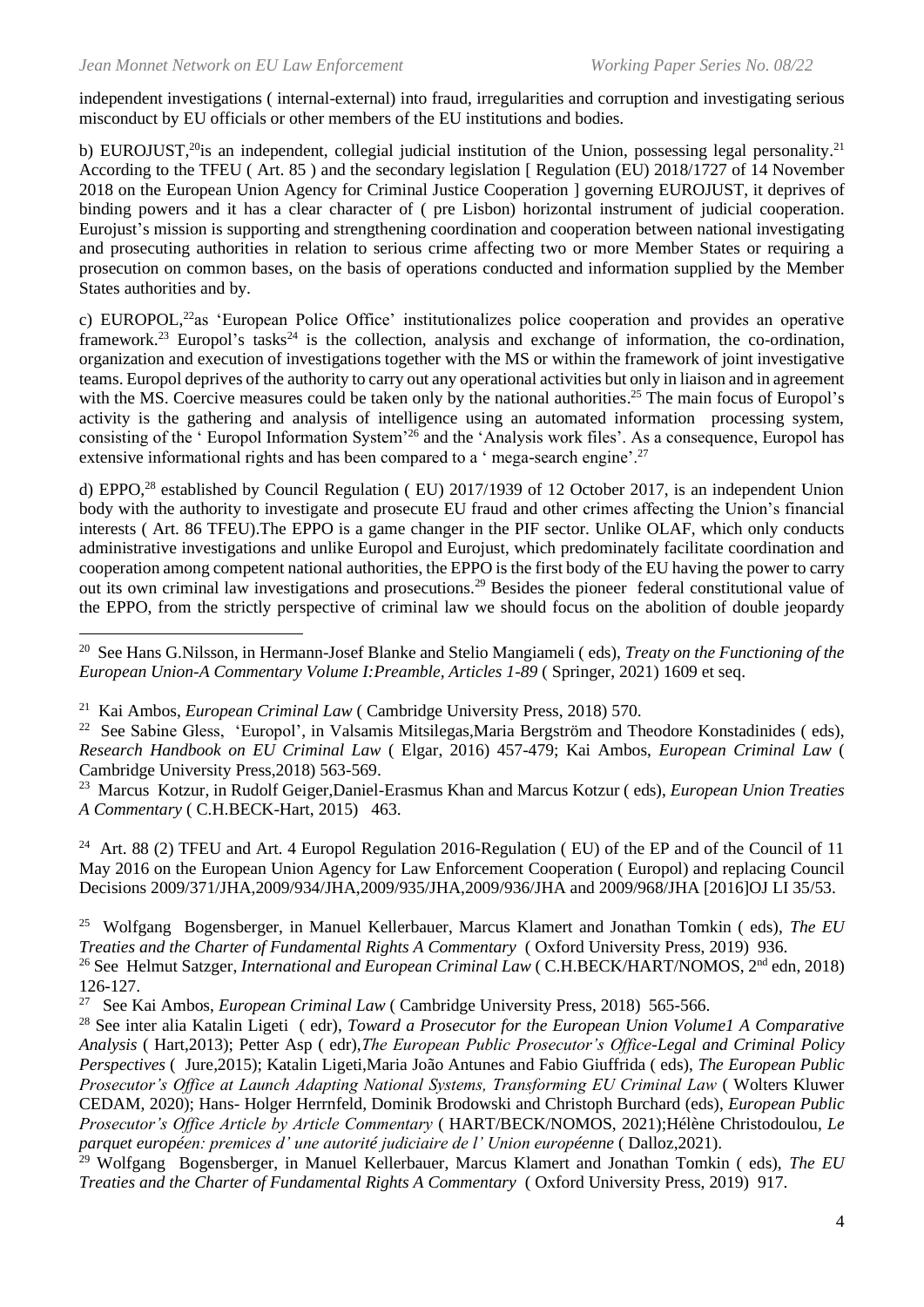independent investigations ( internal-external) into fraud, irregularities and corruption and investigating serious misconduct by EU officials or other members of the EU institutions and bodies.

b) EUROJUST,[20]is an independent, collegial judicial institution of the Union, possessing legal personality.[21] According to the TFEU ( Art. 85 ) and the secondary legislation [ Regulation (EU) 2018/1727 of 14 November 2018 on the European Union Agency for Criminal Justice Cooperation ] governing EUROJUST, it deprives of binding powers and it has a clear character of ( pre Lisbon) horizontal instrument of judicial cooperation. Eurojust's mission is supporting and strengthening coordination and cooperation between national investigating and prosecuting authorities in relation to serious crime affecting two or more Member States or requiring a prosecution on common bases, on the basis of operations conducted and information supplied by the Member States authorities and by.

c) EUROPOL,[22]as 'European Police Office' institutionalizes police cooperation and provides an operative framework.[23] Europol's tasks[24] is the collection, analysis and exchange of information, the co-ordination, organization and execution of investigations together with the MS or within the framework of joint investigative teams. Europol deprives of the authority to carry out any operational activities but only in liaison and in agreement with the MS. Coercive measures could be taken only by the national authorities.[25] The main focus of Europol's activity is the gathering and analysis of intelligence using an automated information processing system, consisting of the ' Europol Information System'[26] and the 'Analysis work files'. As a consequence, Europol has extensive informational rights and has been compared to a ' mega-search engine'.[27]

d) EPPO,[28] established by Council Regulation ( EU) 2017/1939 of 12 October 2017, is an independent Union body with the authority to investigate and prosecute EU fraud and other crimes affecting the Union's financial interests ( Art. 86 TFEU).The EPPO is a game changer in the PIF sector. Unlike OLAF, which only conducts administrative investigations and unlike Europol and Eurojust, which predominately facilitate coordination and cooperation among competent national authorities, the EPPO is the first body of the EU having the power to carry out its own criminal law investigations and prosecutions.[29] Besides the pioneer federal constitutional value of the EPPO, from the strictly perspective of criminal law we should focus on the abolition of double jeopardy

---

[20] See Hans G.Nilsson, in Hermann-Josef Blanke and Stelio Mangiameli ( eds), *Treaty on the Functioning of the European Union-A Commentary Volume I:Preamble, Articles 1-89* ( Springer, 2021) 1609 et seq.

[21] Kai Ambos, *European Criminal Law* ( Cambridge University Press, 2018) 570.

[22] See Sabine Gless, 'Europol', in Valsamis Mitsilegas,Maria Bergström and Theodore Konstadinides ( eds), *Research Handbook on EU Criminal Law* ( Elgar, 2016) 457-479; Kai Ambos, *European Criminal Law* ( Cambridge University Press,2018) 563-569.

[23] Marcus Kotzur, in Rudolf Geiger,Daniel-Erasmus Khan and Marcus Kotzur ( eds), *European Union Treaties A Commentary* ( C.H.BECK-Hart, 2015) 463.

[24] Art. 88 (2) TFEU and Art. 4 Europol Regulation 2016-Regulation ( EU) of the EP and of the Council of 11 May 2016 on the European Union Agency for Law Enforcement Cooperation ( Europol) and replacing Council Decisions 2009/371/JHA,2009/934/JHA,2009/935/JHA,2009/936/JHA and 2009/968/JHA [2016]OJ LI 35/53.

[25] Wolfgang Bogensberger, in Manuel Kellerbauer, Marcus Klamert and Jonathan Tomkin ( eds), *The EU Treaties and the Charter of Fundamental Rights A Commentary* ( Oxford University Press, 2019) 936.

[26] See Helmut Satzger, *International and European Criminal Law* ( C.H.BECK/HART/NOMOS, 2nd edn, 2018) 126-127.

[27] See Kai Ambos, *European Criminal Law* ( Cambridge University Press, 2018) 565-566.

[28] See inter alia Katalin Ligeti ( edr), *Toward a Prosecutor for the European Union Volume1 A Comparative Analysis* ( Hart,2013); Petter Asp ( edr),*The European Public Prosecutor's Office-Legal and Criminal Policy Perspectives* ( Jure,2015); Katalin Ligeti,Maria João Antunes and Fabio Giuffrida ( eds), *The European Public Prosecutor's Office at Launch Adapting National Systems, Transforming EU Criminal Law* ( Wolters Kluwer CEDAM, 2020); Hans- Holger Herrnfeld, Dominik Brodowski and Christoph Burchard (eds), *European Public Prosecutor's Office Article by Article Commentary* ( HART/BECK/NOMOS, 2021);Hélène Christodoulou, *Le parquet européen: premices d' une autorité judiciaire de l' Union européenne* ( Dalloz,2021).

[29] Wolfgang Bogensberger, in Manuel Kellerbauer, Marcus Klamert and Jonathan Tomkin ( eds), *The EU Treaties and the Charter of Fundamental Rights A Commentary* ( Oxford University Press, 2019) 917.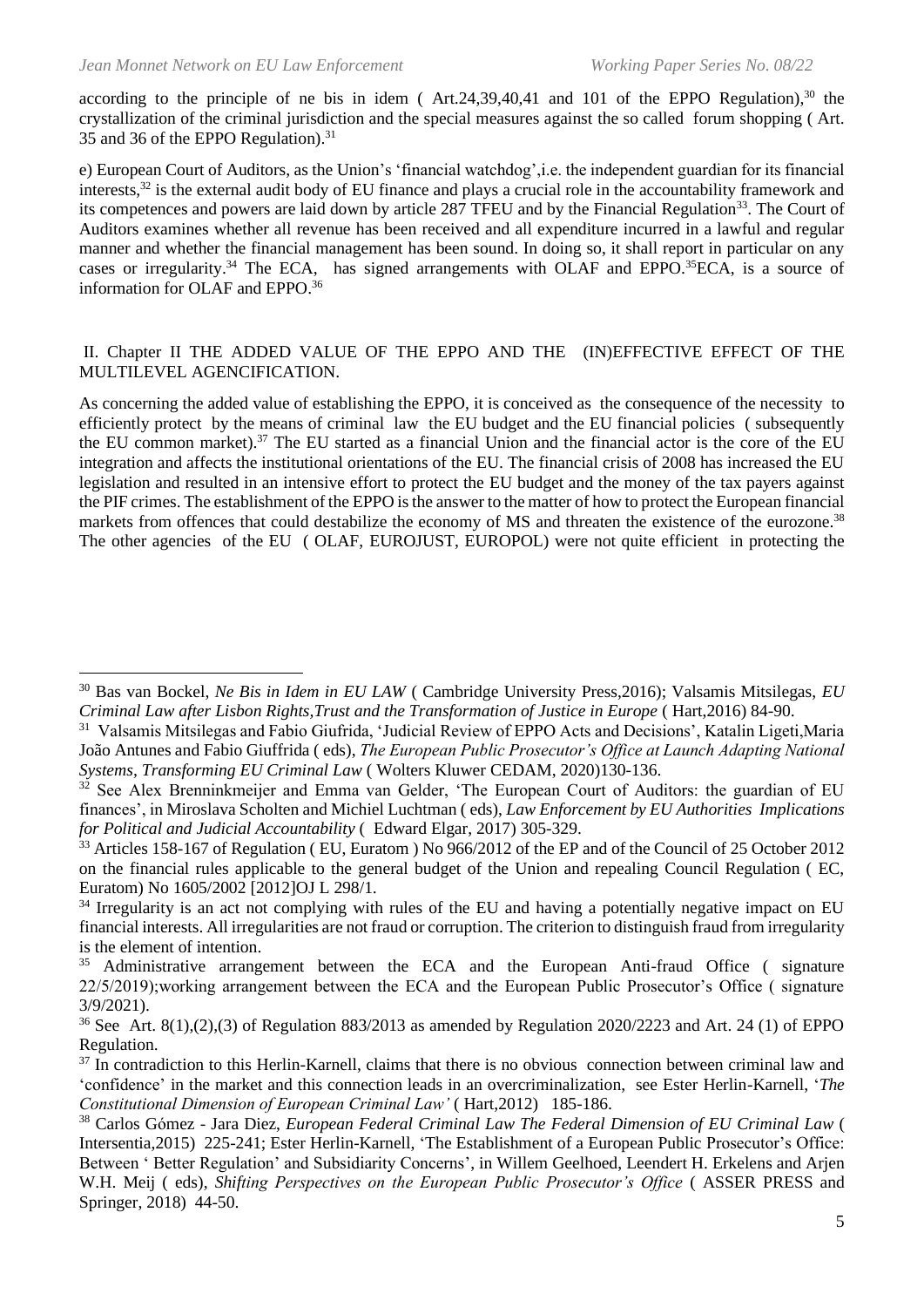according to the principle of ne bis in idem ( Art.24,39,40,41 and 101 of the EPPO Regulation),[30] the crystallization of the criminal jurisdiction and the special measures against the so called forum shopping ( Art. 35 and 36 of the EPPO Regulation).[31]

e) European Court of Auditors, as the Union's 'financial watchdog',i.e. the independent guardian for its financial interests,[32] is the external audit body of EU finance and plays a crucial role in the accountability framework and its competences and powers are laid down by article 287 TFEU and by the Financial Regulation[33]. The Court of Auditors examines whether all revenue has been received and all expenditure incurred in a lawful and regular manner and whether the financial management has been sound. In doing so, it shall report in particular on any cases or irregularity.[34] The ECA, has signed arrangements with OLAF and EPPO.[35]ECA, is a source of information for OLAF and EPPO.[36]

## II. Chapter II THE ADDED VALUE OF THE EPPO AND THE (IN)EFFECTIVE EFFECT OF THE MULTILEVEL AGENCIFICATION.

As concerning the added value of establishing the EPPO, it is conceived as the consequence of the necessity to efficiently protect by the means of criminal law the EU budget and the EU financial policies ( subsequently the EU common market).[37] The EU started as a financial Union and the financial actor is the core of the EU integration and affects the institutional orientations of the EU. The financial crisis of 2008 has increased the EU legislation and resulted in an intensive effort to protect the EU budget and the money of the tax payers against the PIF crimes. The establishment of the EPPO is the answer to the matter of how to protect the European financial markets from offences that could destabilize the economy of MS and threaten the existence of the eurozone.[38] The other agencies of the EU ( OLAF, EUROJUST, EUROPOL) were not quite efficient in protecting the

---

[30] Bas van Bockel, *Ne Bis in Idem in EU LAW* ( Cambridge University Press,2016); Valsamis Mitsilegas, *EU Criminal Law after Lisbon Rights,Trust and the Transformation of Justice in Europe* ( Hart,2016) 84-90.

[31] Valsamis Mitsilegas and Fabio Giufrida, 'Judicial Review of EPPO Acts and Decisions', Katalin Ligeti,Maria João Antunes and Fabio Giuffrida ( eds), *The European Public Prosecutor's Office at Launch Adapting National Systems, Transforming EU Criminal Law* ( Wolters Kluwer CEDAM, 2020)130-136.

[32] See Alex Brenninkmeijer and Emma van Gelder, 'The European Court of Auditors: the guardian of EU finances', in Miroslava Scholten and Michiel Luchtman ( eds), *Law Enforcement by EU Authorities Implications for Political and Judicial Accountability* ( Edward Elgar, 2017) 305-329.

[33] Articles 158-167 of Regulation ( EU, Euratom ) No 966/2012 of the EP and of the Council of 25 October 2012 on the financial rules applicable to the general budget of the Union and repealing Council Regulation ( EC, Euratom) No 1605/2002 [2012]OJ L 298/1.

[34] Irregularity is an act not complying with rules of the EU and having a potentially negative impact on EU financial interests. All irregularities are not fraud or corruption. The criterion to distinguish fraud from irregularity is the element of intention.

[35] Administrative arrangement between the ECA and the European Anti-fraud Office ( signature 22/5/2019);working arrangement between the ECA and the European Public Prosecutor's Office ( signature 3/9/2021).

[36] See Art. 8(1),(2),(3) of Regulation 883/2013 as amended by Regulation 2020/2223 and Art. 24 (1) of EPPO Regulation.

[37] In contradiction to this Herlin-Karnell, claims that there is no obvious connection between criminal law and 'confidence' in the market and this connection leads in an overcriminalization, see Ester Herlin-Karnell, '*The Constitutional Dimension of European Criminal Law'* ( Hart,2012) 185-186.

[38] Carlos Gómez - Jara Diez, *European Federal Criminal Law The Federal Dimension of EU Criminal Law* ( Intersentia,2015) 225-241; Ester Herlin-Karnell, 'The Establishment of a European Public Prosecutor's Office: Between ' Better Regulation' and Subsidiarity Concerns', in Willem Geelhoed, Leendert H. Erkelens and Arjen W.H. Meij ( eds), *Shifting Perspectives on the European Public Prosecutor's Office* ( ASSER PRESS and Springer, 2018) 44-50.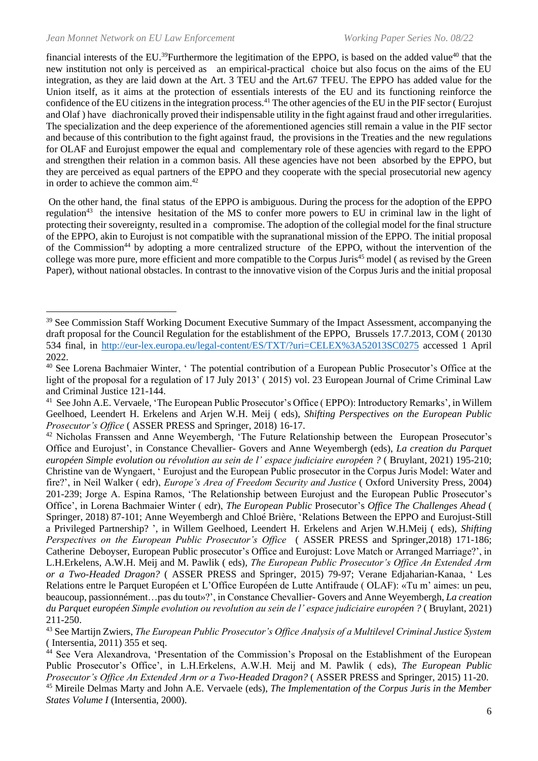financial interests of the EU.[39]Furthermore the legitimation of the EPPO, is based on the added value[40] that the new institution not only is perceived as an empirical-practical choice but also focus on the aims of the EU integration, as they are laid down at the Art. 3 TEU and the Art.67 TFEU. The EPPO has added value for the Union itself, as it aims at the protection of essentials interests of the EU and its functioning reinforce the confidence of the EU citizens in the integration process.[41] The other agencies of the EU in the PIF sector ( Eurojust and Olaf ) have diachronically proved their indispensable utility in the fight against fraud and other irregularities. The specialization and the deep experience of the aforementioned agencies still remain a value in the PIF sector and because of this contribution to the fight against fraud, the provisions in the Treaties and the new regulations for OLAF and Eurojust empower the equal and complementary role of these agencies with regard to the EPPO and strengthen their relation in a common basis. All these agencies have not been absorbed by the EPPO, but they are perceived as equal partners of the EPPO and they cooperate with the special prosecutorial new agency in order to achieve the common aim.[42]

On the other hand, the final status of the EPPO is ambiguous. During the process for the adoption of the EPPO regulation[43] the intensive hesitation of the MS to confer more powers to EU in criminal law in the light of protecting their sovereignty, resulted in a compromise. The adoption of the collegial model for the final structure of the EPPO, akin to Eurojust is not compatible with the supranational mission of the EPPO. The initial proposal of the Commission[44] by adopting a more centralized structure of the EPPO, without the intervention of the college was more pure, more efficient and more compatible to the Corpus Juris[45] model ( as revised by the Green Paper), without national obstacles. In contrast to the innovative vision of the Corpus Juris and the initial proposal

---

[39] See Commission Staff Working Document Executive Summary of the Impact Assessment, accompanying the draft proposal for the Council Regulation for the establishment of the EPPO, Brussels 17.7.2013, COM ( 20130 534 final, in http://eur-lex.europa.eu/legal-content/ES/TXT/?uri=CELEX%3A52013SC0275 accessed 1 April 2022.

[40] See Lorena Bachmaier Winter, ' The potential contribution of a European Public Prosecutor's Office at the light of the proposal for a regulation of 17 July 2013' ( 2015) vol. 23 European Journal of Crime Criminal Law and Criminal Justice 121-144.

[41] See John A.E. Vervaele, 'The European Public Prosecutor's Office ( EPPO): Introductory Remarks', in Willem Geelhoed, Leendert H. Erkelens and Arjen W.H. Meij ( eds), *Shifting Perspectives on the European Public Prosecutor's Office* ( ASSER PRESS and Springer, 2018) 16-17.

[42] Nicholas Franssen and Anne Weyembergh, 'The Future Relationship between the European Prosecutor's Office and Eurojust', in Constance Chevallier- Govers and Anne Weyembergh (eds), *La creation du Parquet européen Simple evolution ou révolution au sein de l' espace judiciaire européen ?* ( Bruylant, 2021) 195-210; Christine van de Wyngaert, ' Eurojust and the European Public prosecutor in the Corpus Juris Model: Water and fire?', in Neil Walker ( edr), *Europe's Area of Freedom Security and Justice* ( Oxford University Press, 2004) 201-239; Jorge A. Espina Ramos, 'The Relationship between Eurojust and the European Public Prosecutor's Office', in Lorena Bachmaier Winter ( edr), *The European Public* Prosecutor's *Office The Challenges Ahead* ( Springer, 2018) 87-101; Anne Weyembergh and Chloé Brière, 'Relations Between the EPPO and Eurojust-Still a Privileged Partnership? ', in Willem Geelhoed, Leendert H. Erkelens and Arjen W.H.Meij ( eds), *Shifting Perspectives on the European Public Prosecutor's Office* ( ASSER PRESS and Springer,2018) 171-186; Catherine Deboyser, European Public prosecutor's Office and Eurojust: Love Match or Arranged Marriage?', in L.H.Erkelens, A.W.H. Meij and M. Pawlik ( eds), *The European Public Prosecutor's Office An Extended Arm or a Two-Headed Dragon?* ( ASSER PRESS and Springer, 2015) 79-97; Verane Edjaharian-Kanaa, ' Les Relations entre le Parquet Européen et L'Office Européen de Lutte Antifraude ( OLAF): «Tu m' aimes: un peu, beaucoup, passionnément…pas du tout»?', in Constance Chevallier- Govers and Anne Weyembergh, *La creation du Parquet européen Simple evolution ou revolution au sein de l' espace judiciaire européen ?* ( Bruylant, 2021) 211-250.

[43] See Martijn Zwiers, *The European Public Prosecutor's Office Analysis of a Multilevel Criminal Justice System* ( Intersentia, 2011) 355 et seq.

[44] See Vera Alexandrova, 'Presentation of the Commission's Proposal on the Establishment of the European Public Prosecutor's Office', in L.H.Erkelens, A.W.H. Meij and M. Pawlik ( eds), *The European Public Prosecutor's Office An Extended Arm or a Two-Headed Dragon?* ( ASSER PRESS and Springer, 2015) 11-20.

[45] Mireile Delmas Marty and John A.E. Vervaele (eds), *The Implementation of the Corpus Juris in the Member States Volume I* (Intersentia, 2000).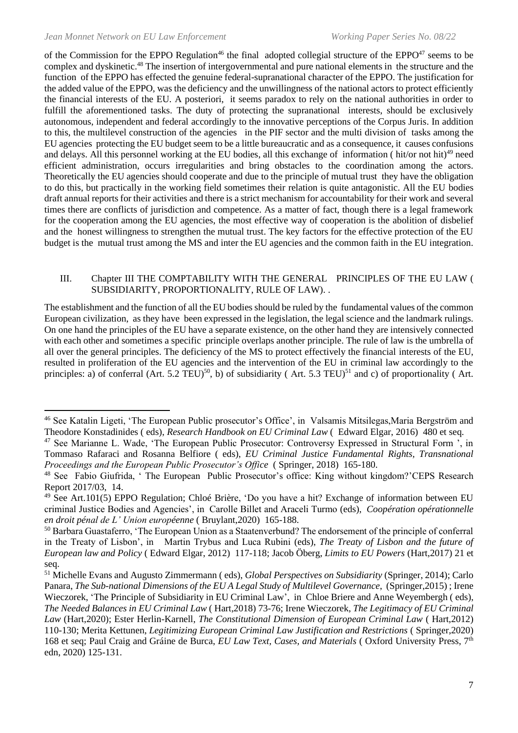of the Commission for the EPPO Regulation[46] the final adopted collegial structure of the EPPO[47] seems to be complex and dyskinetic.[48] The insertion of intergovernmental and pure national elements in the structure and the function of the EPPO has effected the genuine federal-supranational character of the EPPO. The justification for the added value of the EPPO, was the deficiency and the unwillingness of the national actors to protect efficiently the financial interests of the EU. A posteriori, it seems paradox to rely on the national authorities in order to fulfill the aforementioned tasks. The duty of protecting the supranational interests, should be exclusively autonomous, independent and federal accordingly to the innovative perceptions of the Corpus Juris. In addition to this, the multilevel construction of the agencies in the PIF sector and the multi division of tasks among the EU agencies protecting the EU budget seem to be a little bureaucratic and as a consequence, it causes confusions and delays. All this personnel working at the EU bodies, all this exchange of information ( hit/or not hit)[49] need efficient administration, occurs irregularities and bring obstacles to the coordination among the actors. Theoretically the EU agencies should cooperate and due to the principle of mutual trust they have the obligation to do this, but practically in the working field sometimes their relation is quite antagonistic. All the EU bodies draft annual reports for their activities and there is a strict mechanism for accountability for their work and several times there are conflicts of jurisdiction and competence. As a matter of fact, though there is a legal framework for the cooperation among the EU agencies, the most effective way of cooperation is the abolition of disbelief and the honest willingness to strengthen the mutual trust. The key factors for the effective protection of the EU budget is the mutual trust among the MS and inter the EU agencies and the common faith in the EU integration.

## III. Chapter III THE COMPTABILITY WITH THE GENERAL PRINCIPLES OF THE EU LAW ( SUBSIDIARITY, PROPORTIONALITY, RULE OF LAW). .

The establishment and the function of all the EU bodies should be ruled by the fundamental values of the common European civilization, as they have been expressed in the legislation, the legal science and the landmark rulings. On one hand the principles of the EU have a separate existence, on the other hand they are intensively connected with each other and sometimes a specific principle overlaps another principle. The rule of law is the umbrella of all over the general principles. The deficiency of the MS to protect effectively the financial interests of the EU, resulted in proliferation of the EU agencies and the intervention of the EU in criminal law accordingly to the principles: a) of conferral (Art. 5.2 TEU)[50], b) of subsidiarity ( Art. 5.3 TEU)[51] and c) of proportionality ( Art.

---

[46] See Katalin Ligeti, 'The European Public prosecutor's Office', in Valsamis Mitsilegas,Maria Bergström and Theodore Konstadinides ( eds), *Research Handbook on EU Criminal Law* ( Edward Elgar, 2016) 480 et seq.

[47] See Marianne L. Wade, 'The European Public Prosecutor: Controversy Expressed in Structural Form ', in Tommaso Rafaraci and Rosanna Belfiore ( eds), *EU Criminal Justice Fundamental Rights, Transnational Proceedings and the European Public Prosecutor's Office* ( Springer, 2018) 165-180.

[48] See Fabio Giufrida, ' The European Public Prosecutor's office: King without kingdom?'CEPS Research Report 2017/03, 14.

[49] See Art.101(5) EPPO Regulation; Chloé Brière, 'Do you have a hit? Exchange of information between EU criminal Justice Bodies and Agencies', in Carolle Billet and Araceli Turmo (eds), *Coopération opérationnelle en droit pénal de L' Union européenne* ( Bruylant,2020) 165-188.

[50] Barbara Guastaferro, 'The European Union as a Staatenverbund? The endorsement of the principle of conferral in the Treaty of Lisbon', in Martin Trybus and Luca Rubini (eds), *The Treaty of Lisbon and the future of European law and Policy* ( Edward Elgar, 2012) 117-118; Jacob Öberg, *Limits to EU Powers* (Hart,2017) 21 et seq.

[51] Michelle Evans and Augusto Zimmermann ( eds), *Global Perspectives on Subsidiarity* (Springer, 2014); Carlo Panara, *The Sub-national Dimensions of the EU A Legal Study of Multilevel Governance*, (Springer,2015) ; Irene Wieczorek, 'The Principle of Subsidiarity in EU Criminal Law', in Chloe Briere and Anne Weyembergh ( eds), *The Needed Balances in EU Criminal Law* ( Hart,2018) 73-76; Irene Wieczorek, *The Legitimacy of EU Criminal Law* (Hart,2020); Ester Herlin-Karnell, *The Constitutional Dimension of European Criminal Law* ( Hart,2012) 110-130; Merita Kettunen, *Legitimizing European Criminal Law Justification and Restrictions* ( Springer,2020) 168 et seq; Paul Craig and Gráine de Burca, *EU Law Text, Cases, and Materials* ( Oxford University Press, 7th edn, 2020) 125-131.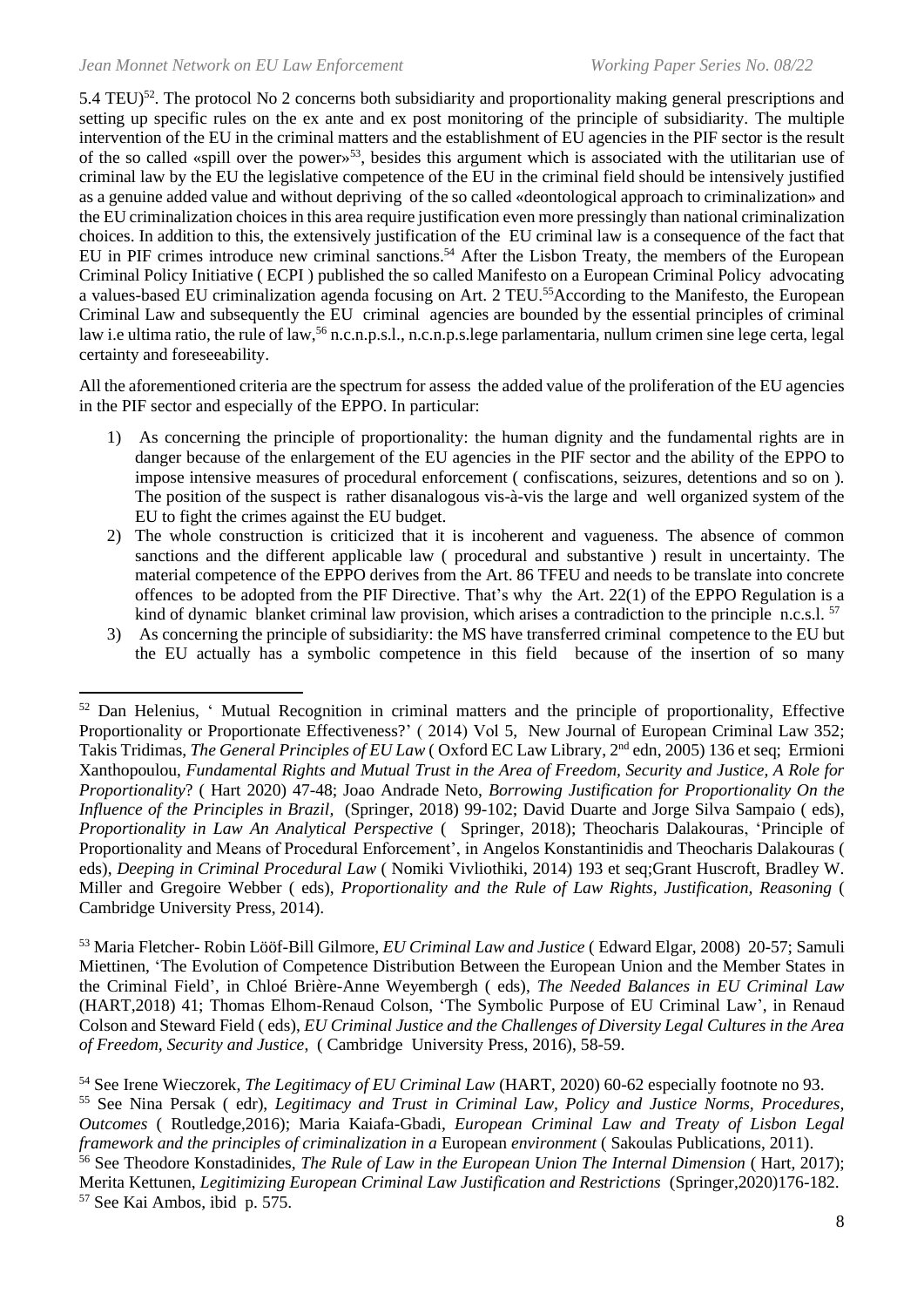5.4 TEU)[52]. The protocol No 2 concerns both subsidiarity and proportionality making general prescriptions and setting up specific rules on the ex ante and ex post monitoring of the principle of subsidiarity. The multiple intervention of the EU in the criminal matters and the establishment of EU agencies in the PIF sector is the result of the so called «spill over the power»[53], besides this argument which is associated with the utilitarian use of criminal law by the EU the legislative competence of the EU in the criminal field should be intensively justified as a genuine added value and without depriving of the so called «deontological approach to criminalization» and the EU criminalization choices in this area require justification even more pressingly than national criminalization choices. In addition to this, the extensively justification of the EU criminal law is a consequence of the fact that EU in PIF crimes introduce new criminal sanctions.[54] After the Lisbon Treaty, the members of the European Criminal Policy Initiative ( ECPI ) published the so called Manifesto on a European Criminal Policy advocating a values-based EU criminalization agenda focusing on Art. 2 TEU.[55]According to the Manifesto, the European Criminal Law and subsequently the EU criminal agencies are bounded by the essential principles of criminal law i.e ultima ratio, the rule of law,[56] n.c.n.p.s.l., n.c.n.p.s.lege parlamentaria, nullum crimen sine lege certa, legal certainty and foreseeability.

All the aforementioned criteria are the spectrum for assess the added value of the proliferation of the EU agencies in the PIF sector and especially of the EPPO. In particular:

1) As concerning the principle of proportionality: the human dignity and the fundamental rights are in danger because of the enlargement of the EU agencies in the PIF sector and the ability of the EPPO to impose intensive measures of procedural enforcement ( confiscations, seizures, detentions and so on ). The position of the suspect is rather disanalogous vis-à-vis the large and well organized system of the EU to fight the crimes against the EU budget.
2) The whole construction is criticized that it is incoherent and vagueness. The absence of common sanctions and the different applicable law ( procedural and substantive ) result in uncertainty. The material competence of the EPPO derives from the Art. 86 TFEU and needs to be translate into concrete offences to be adopted from the PIF Directive. That's why the Art. 22(1) of the EPPO Regulation is a kind of dynamic blanket criminal law provision, which arises a contradiction to the principle n.c.s.l. [57]
3) As concerning the principle of subsidiarity: the MS have transferred criminal competence to the EU but the EU actually has a symbolic competence in this field because of the insertion of so many

---

[52] Dan Helenius, ' Mutual Recognition in criminal matters and the principle of proportionality, Effective Proportionality or Proportionate Effectiveness?' ( 2014) Vol 5, New Journal of European Criminal Law 352; Takis Tridimas, *The General Principles of EU Law* ( Oxford EC Law Library, 2nd edn, 2005) 136 et seq; Ermioni Xanthopoulou, *Fundamental Rights and Mutual Trust in the Area of Freedom, Security and Justice, A Role for Proportionality*? ( Hart 2020) 47-48; Joao Andrade Neto, *Borrowing Justification for Proportionality On the Influence of the Principles in Brazil*, (Springer, 2018) 99-102; David Duarte and Jorge Silva Sampaio ( eds), *Proportionality in Law An Analytical Perspective* ( Springer, 2018); Theocharis Dalakouras, 'Principle of Proportionality and Means of Procedural Enforcement', in Angelos Konstantinidis and Theocharis Dalakouras ( eds), *Deeping in Criminal Procedural Law* ( Nomiki Vivliothiki, 2014) 193 et seq;Grant Huscroft, Bradley W. Miller and Gregoire Webber ( eds), *Proportionality and the Rule of Law Rights, Justification, Reasoning* ( Cambridge University Press, 2014).

[53] Maria Fletcher- Robin Lööf-Bill Gilmore, *EU Criminal Law and Justice* ( Edward Elgar, 2008) 20-57; Samuli Miettinen, 'The Evolution of Competence Distribution Between the European Union and the Member States in the Criminal Field', in Chloé Brière-Anne Weyembergh ( eds), *The Needed Balances in EU Criminal Law* (HART,2018) 41; Thomas Elhom-Renaud Colson, 'The Symbolic Purpose of EU Criminal Law', in Renaud Colson and Steward Field ( eds), *EU Criminal Justice and the Challenges of Diversity Legal Cultures in the Area of Freedom, Security and Justice*, ( Cambridge University Press, 2016), 58-59.

[54] See Irene Wieczorek, *The Legitimacy of EU Criminal Law* (HART, 2020) 60-62 especially footnote no 93.

[55] See Nina Persak ( edr), *Legitimacy and Trust in Criminal Law, Policy and Justice Norms, Procedures, Outcomes* ( Routledge,2016); Maria Kaiafa-Gbadi, *European Criminal Law and Treaty of Lisbon Legal framework and the principles of criminalization in a* European *environment* ( Sakoulas Publications, 2011).

[56] See Theodore Konstadinides, *The Rule of Law in the European Union The Internal Dimension* ( Hart, 2017); Merita Kettunen, *Legitimizing European Criminal Law Justification and Restrictions* (Springer,2020)176-182.

[57] See Kai Ambos, ibid p. 575.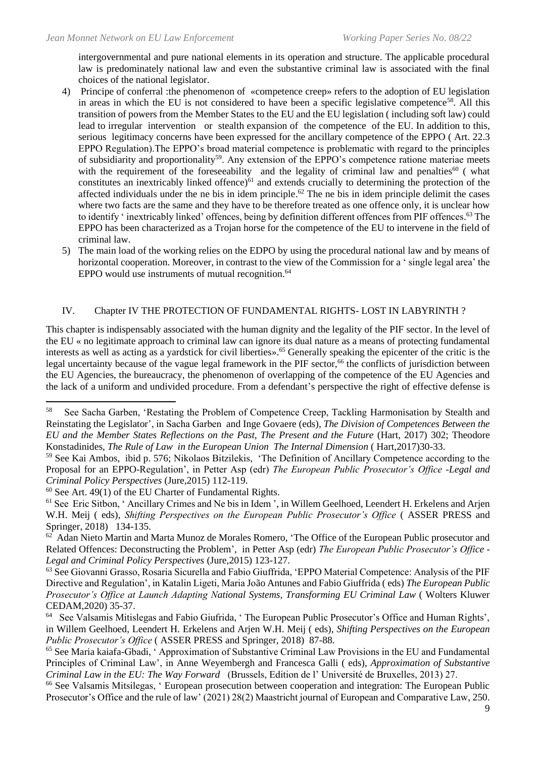intergovernmental and pure national elements in its operation and structure. The applicable procedural law is predominately national law and even the substantive criminal law is associated with the final choices of the national legislator.

4) Principe of conferral :the phenomenon of «competence creep» refers to the adoption of EU legislation in areas in which the EU is not considered to have been a specific legislative competence[58]. All this transition of powers from the Member States to the EU and the EU legislation ( including soft law) could lead to irregular intervention or stealth expansion of the competence of the EU. In addition to this, serious legitimacy concerns have been expressed for the ancillary competence of the EPPO ( Art. 22.3 EPPO Regulation).The EPPO's broad material competence is problematic with regard to the principles of subsidiarity and proportionality[59]. Any extension of the EPPO's competence ratione materiae meets with the requirement of the foreseeability and the legality of criminal law and penalties[60] ( what constitutes an inextricably linked offence)[61] and extends crucially to determining the protection of the affected individuals under the ne bis in idem principle.[62] The ne bis in idem principle delimit the cases where two facts are the same and they have to be therefore treated as one offence only, it is unclear how to identify ' inextricably linked' offences, being by definition different offences from PIF offences.[63] The EPPO has been characterized as a Trojan horse for the competence of the EU to intervene in the field of criminal law.
5) The main load of the working relies on the EDPO by using the procedural national law and by means of horizontal cooperation. Moreover, in contrast to the view of the Commission for a ' single legal area' the EPPO would use instruments of mutual recognition.[64]

## IV. Chapter IV THE PROTECTION OF FUNDAMENTAL RIGHTS- LOST IN LABYRINTH ?

This chapter is indispensably associated with the human dignity and the legality of the PIF sector. In the level of the EU « no legitimate approach to criminal law can ignore its dual nature as a means of protecting fundamental interests as well as acting as a yardstick for civil liberties».[65] Generally speaking the epicenter of the critic is the legal uncertainty because of the vague legal framework in the PIF sector,[66] the conflicts of jurisdiction between the EU Agencies, the bureaucracy, the phenomenon of overlapping of the competence of the EU Agencies and the lack of a uniform and undivided procedure. From a defendant's perspective the right of effective defense is

---

[58] See Sacha Garben, 'Restating the Problem of Competence Creep, Tackling Harmonisation by Stealth and Reinstating the Legislator', in Sacha Garben and Inge Govaere (eds), *The Division of Competences Between the EU and the Member States Reflections on the Past, The Present and the Future* (Hart, 2017) 302; Theodore Konstadinides, *The Rule of Law in the European Union The Internal Dimension* ( Hart,2017)30-33.

[59] See Kai Ambos, ibid p. 576; Nikolaos Bitzilekis, 'The Definition of Ancillary Competence according to the Proposal for an EPPO-Regulation', in Petter Asp (edr) *The European Public Prosecutor's Office -Legal and Criminal Policy Perspectives* (Jure,2015) 112-119.

[60] See Art. 49(1) of the EU Charter of Fundamental Rights.

[61] See Eric Sitbon, ' Ancillary Crimes and Ne bis in Idem ', in Willem Geelhoed, Leendert H. Erkelens and Arjen W.H. Meij ( eds), *Shifting Perspectives on the European Public Prosecutor's Office* ( ASSER PRESS and Springer, 2018) 134-135.

[62] Adan Nieto Martin and Marta Munoz de Morales Romero, 'The Office of the European Public prosecutor and Related Offences: Deconstructing the Problem', in Petter Asp (edr) *The European Public Prosecutor's Office - Legal and Criminal Policy Perspectives* (Jure,2015) 123-127.

[63] See Giovanni Grasso, Rosaria Sicurella and Fabio Giuffrida, 'EPPO Material Competence: Analysis of the PIF Directive and Regulation', in Katalin Ligeti, Maria João Antunes and Fabio Giuffrida ( eds) *The European Public Prosecutor's Office at Launch Adapting National Systems, Transforming EU Criminal Law* ( Wolters Kluwer CEDAM,2020) 35-37.

[64] See Valsamis Mitislegas and Fabio Giufrida, ' The European Public Prosecutor's Office and Human Rights', in Willem Geelhoed, Leendert H. Erkelens and Arjen W.H. Meij ( eds), *Shifting Perspectives on the European Public Prosecutor's Office* ( ASSER PRESS and Springer, 2018) 87-88.

[65] See Maria kaiafa-Gbadi, ' Approximation of Substantive Criminal Law Provisions in the EU and Fundamental Principles of Criminal Law', in Anne Weyembergh and Francesca Galli ( eds), *Approximation of Substantive Criminal Law in the EU: The Way Forward* (Brussels, Edition de l' Université de Bruxelles, 2013) 27.

[66] See Valsamis Mitsilegas, ' European prosecution between cooperation and integration: The European Public Prosecutor's Office and the rule of law' (2021) 28(2) Maastricht journal of European and Comparative Law, 250.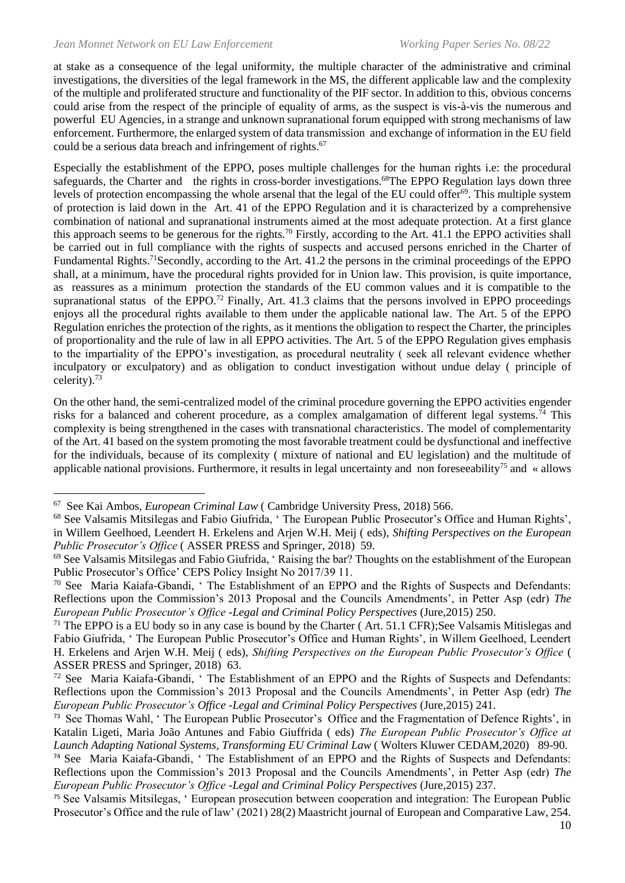at stake as a consequence of the legal uniformity, the multiple character of the administrative and criminal investigations, the diversities of the legal framework in the MS, the different applicable law and the complexity of the multiple and proliferated structure and functionality of the PIF sector. In addition to this, obvious concerns could arise from the respect of the principle of equality of arms, as the suspect is vis-à-vis the numerous and powerful EU Agencies, in a strange and unknown supranational forum equipped with strong mechanisms of law enforcement. Furthermore, the enlarged system of data transmission and exchange of information in the EU field could be a serious data breach and infringement of rights.[67]

Especially the establishment of the EPPO, poses multiple challenges for the human rights i.e: the procedural safeguards, the Charter and the rights in cross-border investigations.[68]The EPPO Regulation lays down three levels of protection encompassing the whole arsenal that the legal of the EU could offer[69]. This multiple system of protection is laid down in the Art. 41 of the EPPO Regulation and it is characterized by a comprehensive combination of national and supranational instruments aimed at the most adequate protection. At a first glance this approach seems to be generous for the rights.[70] Firstly, according to the Art. 41.1 the EPPO activities shall be carried out in full compliance with the rights of suspects and accused persons enriched in the Charter of Fundamental Rights.[71]Secondly, according to the Art. 41.2 the persons in the criminal proceedings of the EPPO shall, at a minimum, have the procedural rights provided for in Union law. This provision, is quite importance, as reassures as a minimum protection the standards of the EU common values and it is compatible to the supranational status of the EPPO.[72] Finally, Art. 41.3 claims that the persons involved in EPPO proceedings enjoys all the procedural rights available to them under the applicable national law. The Art. 5 of the EPPO Regulation enriches the protection of the rights, as it mentions the obligation to respect the Charter, the principles of proportionality and the rule of law in all EPPO activities. The Art. 5 of the EPPO Regulation gives emphasis to the impartiality of the EPPO's investigation, as procedural neutrality ( seek all relevant evidence whether inculpatory or exculpatory) and as obligation to conduct investigation without undue delay ( principle of celerity).[73]

On the other hand, the semi-centralized model of the criminal procedure governing the EPPO activities engender risks for a balanced and coherent procedure, as a complex amalgamation of different legal systems.[74] This complexity is being strengthened in the cases with transnational characteristics. The model of complementarity of the Art. 41 based on the system promoting the most favorable treatment could be dysfunctional and ineffective for the individuals, because of its complexity ( mixture of national and EU legislation) and the multitude of applicable national provisions. Furthermore, it results in legal uncertainty and non foreseeability[75] and « allows

---

[67] See Kai Ambos, *European Criminal Law* ( Cambridge University Press, 2018) 566.

[68] See Valsamis Mitsilegas and Fabio Giufrida, ' The European Public Prosecutor's Office and Human Rights', in Willem Geelhoed, Leendert H. Erkelens and Arjen W.H. Meij ( eds), *Shifting Perspectives on the European Public Prosecutor's Office* ( ASSER PRESS and Springer, 2018) 59.

[69] See Valsamis Mitsilegas and Fabio Giufrida, ' Raising the bar? Thoughts on the establishment of the European Public Prosecutor's Office' CEPS Policy Insight No 2017/39 11.

[70] See Maria Kaiafa-Gbandi, ' The Establishment of an EPPO and the Rights of Suspects and Defendants: Reflections upon the Commission's 2013 Proposal and the Councils Amendments', in Petter Asp (edr) *The European Public Prosecutor's Office -Legal and Criminal Policy Perspectives* (Jure,2015) 250.

[71] The EPPO is a EU body so in any case is bound by the Charter ( Art. 51.1 CFR);See Valsamis Mitislegas and Fabio Giufrida, ' The European Public Prosecutor's Office and Human Rights', in Willem Geelhoed, Leendert H. Erkelens and Arjen W.H. Meij ( eds), *Shifting Perspectives on the European Public Prosecutor's Office* ( ASSER PRESS and Springer, 2018) 63.

[72] See Maria Kaiafa-Gbandi, ' The Establishment of an EPPO and the Rights of Suspects and Defendants: Reflections upon the Commission's 2013 Proposal and the Councils Amendments', in Petter Asp (edr) *The European Public Prosecutor's Office -Legal and Criminal Policy Perspectives* (Jure,2015) 241.

[73] See Thomas Wahl, ' The European Public Prosecutor's Office and the Fragmentation of Defence Rights', in Katalin Ligeti, Maria João Antunes and Fabio Giuffrida ( eds) *The European Public Prosecutor's Office at Launch Adapting National Systems, Transforming EU Criminal Law* ( Wolters Kluwer CEDAM,2020) 89-90.

[74] See Maria Kaiafa-Gbandi, ' The Establishment of an EPPO and the Rights of Suspects and Defendants: Reflections upon the Commission's 2013 Proposal and the Councils Amendments', in Petter Asp (edr) *The European Public Prosecutor's Office -Legal and Criminal Policy Perspectives* (Jure,2015) 237.

[75] See Valsamis Mitsilegas, ' European prosecution between cooperation and integration: The European Public Prosecutor's Office and the rule of law' (2021) 28(2) Maastricht journal of European and Comparative Law, 254.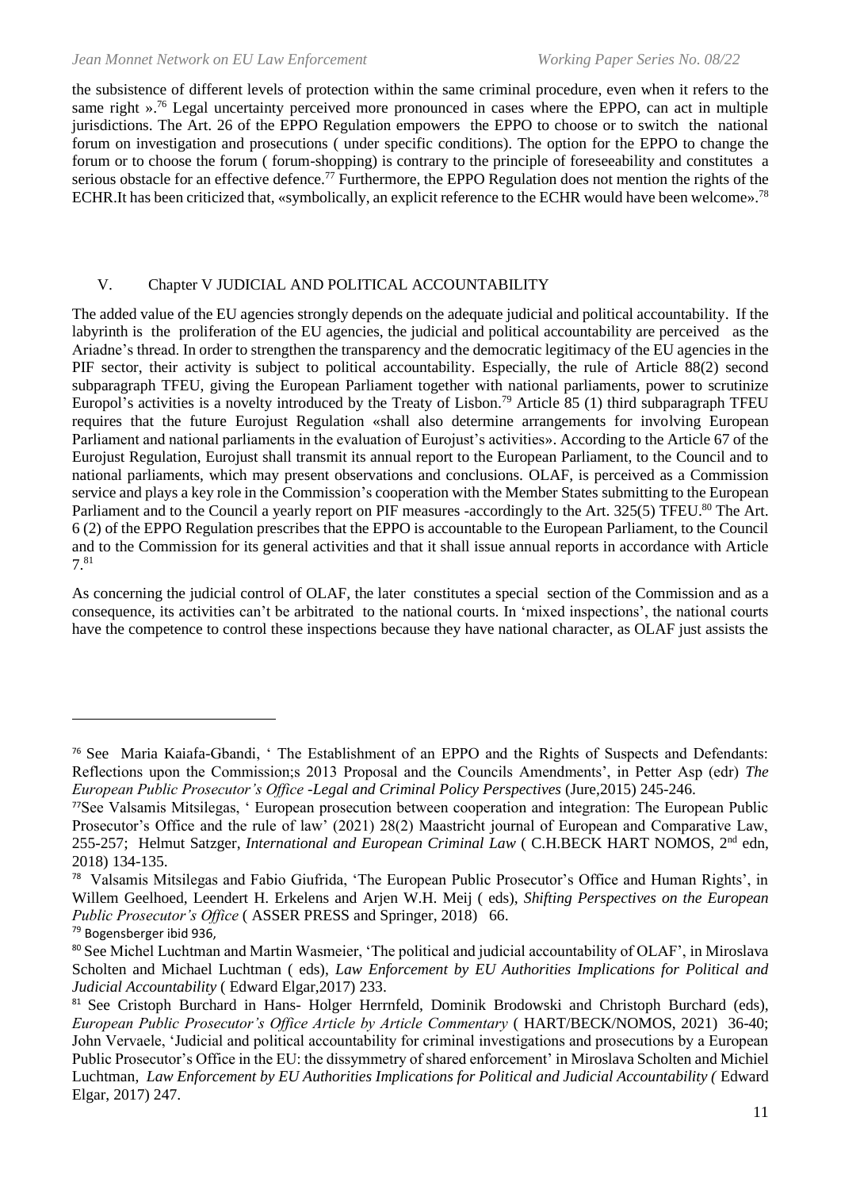the subsistence of different levels of protection within the same criminal procedure, even when it refers to the same right ».[76] Legal uncertainty perceived more pronounced in cases where the EPPO, can act in multiple jurisdictions. The Art. 26 of the EPPO Regulation empowers the EPPO to choose or to switch the national forum on investigation and prosecutions ( under specific conditions). The option for the EPPO to change the forum or to choose the forum ( forum-shopping) is contrary to the principle of foreseeability and constitutes a serious obstacle for an effective defence.[77] Furthermore, the EPPO Regulation does not mention the rights of the ECHR.It has been criticized that, «symbolically, an explicit reference to the ECHR would have been welcome».[78]

## V. Chapter V JUDICIAL AND POLITICAL ACCOUNTABILITY

The added value of the EU agencies strongly depends on the adequate judicial and political accountability. If the labyrinth is the proliferation of the EU agencies, the judicial and political accountability are perceived as the Ariadne's thread. In order to strengthen the transparency and the democratic legitimacy of the EU agencies in the PIF sector, their activity is subject to political accountability. Especially, the rule of Article 88(2) second subparagraph TFEU, giving the European Parliament together with national parliaments, power to scrutinize Europol's activities is a novelty introduced by the Treaty of Lisbon.[79] Article 85 (1) third subparagraph TFEU requires that the future Eurojust Regulation «shall also determine arrangements for involving European Parliament and national parliaments in the evaluation of Eurojust's activities». According to the Article 67 of the Eurojust Regulation, Eurojust shall transmit its annual report to the European Parliament, to the Council and to national parliaments, which may present observations and conclusions. OLAF, is perceived as a Commission service and plays a key role in the Commission's cooperation with the Member States submitting to the European Parliament and to the Council a yearly report on PIF measures -accordingly to the Art. 325(5) TFEU.[80] The Art. 6 (2) of the EPPO Regulation prescribes that the EPPO is accountable to the European Parliament, to the Council and to the Commission for its general activities and that it shall issue annual reports in accordance with Article 7.[81]

As concerning the judicial control of OLAF, the later constitutes a special section of the Commission and as a consequence, its activities can't be arbitrated to the national courts. In 'mixed inspections', the national courts have the competence to control these inspections because they have national character, as OLAF just assists the

---

[76] See Maria Kaiafa-Gbandi, ' The Establishment of an EPPO and the Rights of Suspects and Defendants: Reflections upon the Commission;s 2013 Proposal and the Councils Amendments', in Petter Asp (edr) *The European Public Prosecutor's Office -Legal and Criminal Policy Perspectives* (Jure,2015) 245-246.

[77] See Valsamis Mitsilegas, ' European prosecution between cooperation and integration: The European Public Prosecutor's Office and the rule of law' (2021) 28(2) Maastricht journal of European and Comparative Law, 255-257; Helmut Satzger, *International and European Criminal Law* ( C.H.BECK HART NOMOS, 2nd edn, 2018) 134-135.

[78] Valsamis Mitsilegas and Fabio Giufrida, 'The European Public Prosecutor's Office and Human Rights', in Willem Geelhoed, Leendert H. Erkelens and Arjen W.H. Meij ( eds), *Shifting Perspectives on the European Public Prosecutor's Office* ( ASSER PRESS and Springer, 2018) 66.

[79] Bogensberger ibid 936,

[80] See Michel Luchtman and Martin Wasmeier, 'The political and judicial accountability of OLAF', in Miroslava Scholten and Michael Luchtman ( eds), *Law Enforcement by EU Authorities Implications for Political and Judicial Accountability* ( Edward Elgar,2017) 233.

[81] See Cristoph Burchard in Hans- Holger Herrnfeld, Dominik Brodowski and Christoph Burchard (eds), *European Public Prosecutor's Office Article by Article Commentary* ( HART/BECK/NOMOS, 2021) 36-40; John Vervaele, 'Judicial and political accountability for criminal investigations and prosecutions by a European Public Prosecutor's Office in the EU: the dissymmetry of shared enforcement' in Miroslava Scholten and Michiel Luchtman, *Law Enforcement by EU Authorities Implications for Political and Judicial Accountability (* Edward Elgar, 2017) 247.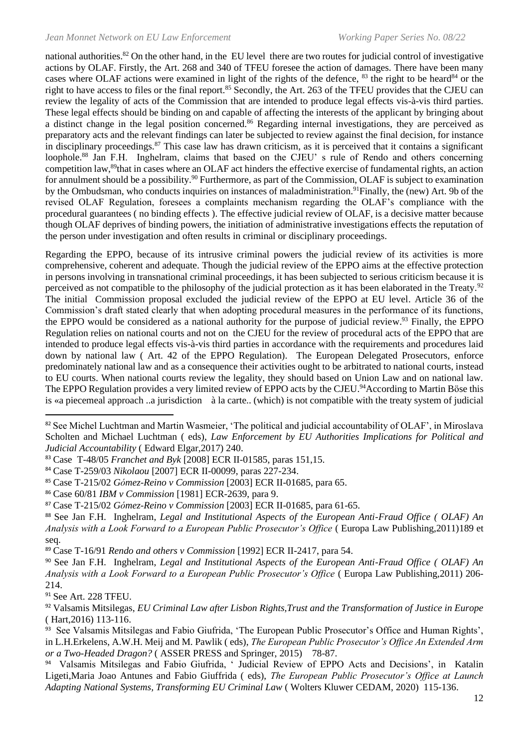national authorities.[82] On the other hand, in the EU level there are two routes for judicial control of investigative actions by OLAF. Firstly, the Art. 268 and 340 of TFEU foresee the action of damages. There have been many cases where OLAF actions were examined in light of the rights of the defence, [83] the right to be heard[84] or the right to have access to files or the final report.[85] Secondly, the Art. 263 of the TFEU provides that the CJEU can review the legality of acts of the Commission that are intended to produce legal effects vis-à-vis third parties. These legal effects should be binding on and capable of affecting the interests of the applicant by bringing about a distinct change in the legal position concerned.[86] Regarding internal investigations, they are perceived as preparatory acts and the relevant findings can later be subjected to review against the final decision, for instance in disciplinary proceedings.[87] This case law has drawn criticism, as it is perceived that it contains a significant loophole.[88] Jan F.H. Inghelram, claims that based on the CJEU' s rule of Rendo and others concerning competition law,[89]that in cases where an OLAF act hinders the effective exercise of fundamental rights, an action for annulment should be a possibility.[90] Furthermore, as part of the Commission, OLAF is subject to examination by the Ombudsman, who conducts inquiries on instances of maladministration.[91]Finally, the (new) Art. 9b of the revised OLAF Regulation, foresees a complaints mechanism regarding the OLAF's compliance with the procedural guarantees ( no binding effects ). The effective judicial review of OLAF, is a decisive matter because though OLAF deprives of binding powers, the initiation of administrative investigations effects the reputation of the person under investigation and often results in criminal or disciplinary proceedings.

Regarding the EPPO, because of its intrusive criminal powers the judicial review of its activities is more comprehensive, coherent and adequate. Though the judicial review of the EPPO aims at the effective protection in persons involving in transnational criminal proceedings, it has been subjected to serious criticism because it is perceived as not compatible to the philosophy of the judicial protection as it has been elaborated in the Treaty.[92] The initial Commission proposal excluded the judicial review of the EPPO at EU level. Article 36 of the Commission's draft stated clearly that when adopting procedural measures in the performance of its functions, the EPPO would be considered as a national authority for the purpose of judicial review.[93] Finally, the EPPO Regulation relies on national courts and not on the CJEU for the review of procedural acts of the EPPO that are intended to produce legal effects vis-à-vis third parties in accordance with the requirements and procedures laid down by national law ( Art. 42 of the EPPO Regulation). The European Delegated Prosecutors, enforce predominately national law and as a consequence their activities ought to be arbitrated to national courts, instead to EU courts. When national courts review the legality, they should based on Union Law and on national law. The EPPO Regulation provides a very limited review of EPPO acts by the CJEU.[94]According to Martin Böse this is «a piecemeal approach ..a jurisdiction à la carte.. (which) is not compatible with the treaty system of judicial

---

[82] See Michel Luchtman and Martin Wasmeier, 'The political and judicial accountability of OLAF', in Miroslava Scholten and Michael Luchtman ( eds), *Law Enforcement by EU Authorities Implications for Political and Judicial Accountability* ( Edward Elgar,2017) 240.

[83] Case T-48/05 *Franchet and Byk* [2008] ECR II-01585, paras 151,15.

[84] Case T-259/03 *Nikolaou* [2007] ECR II-00099, paras 227-234.

[85] Case T-215/02 *Gómez-Reino v Commission* [2003] ECR II-01685, para 65.

[86] Case 60/81 *IBM v Commission* [1981] ECR-2639, para 9.

[87] Case T-215/02 *Gómez-Reino v Commission* [2003] ECR II-01685, para 61-65.

[88] See Jan F.H. Inghelram, *Legal and Institutional Aspects of the European Anti-Fraud Office ( OLAF) An Analysis with a Look Forward to a European Public Prosecutor's Office* ( Europa Law Publishing,2011)189 et seq.

[89] Case T-16/91 *Rendo and others v Commission* [1992] ECR II-2417, para 54.

[90] See Jan F.H. Inghelram, *Legal and Institutional Aspects of the European Anti-Fraud Office ( OLAF) An Analysis with a Look Forward to a European Public Prosecutor's Office* ( Europa Law Publishing,2011) 206-214.

[91] See Art. 228 TFEU.

[92] Valsamis Mitsilegas, *EU Criminal Law after Lisbon Rights,Trust and the Transformation of Justice in Europe* ( Hart,2016) 113-116.

[93] See Valsamis Mitsilegas and Fabio Giufrida, 'The European Public Prosecutor's Office and Human Rights', in L.H.Erkelens, A.W.H. Meij and M. Pawlik ( eds), *The European Public Prosecutor's Office An Extended Arm or a Two-Headed Dragon?* ( ASSER PRESS and Springer, 2015) 78-87.

[94] Valsamis Mitsilegas and Fabio Giufrida, ' Judicial Review of EPPO Acts and Decisions', in Katalin Ligeti,Maria Joao Antunes and Fabio Giuffrida ( eds), *The European Public Prosecutor's Office at Launch Adapting National Systems, Transforming EU Criminal Law* ( Wolters Kluwer CEDAM, 2020) 115-136.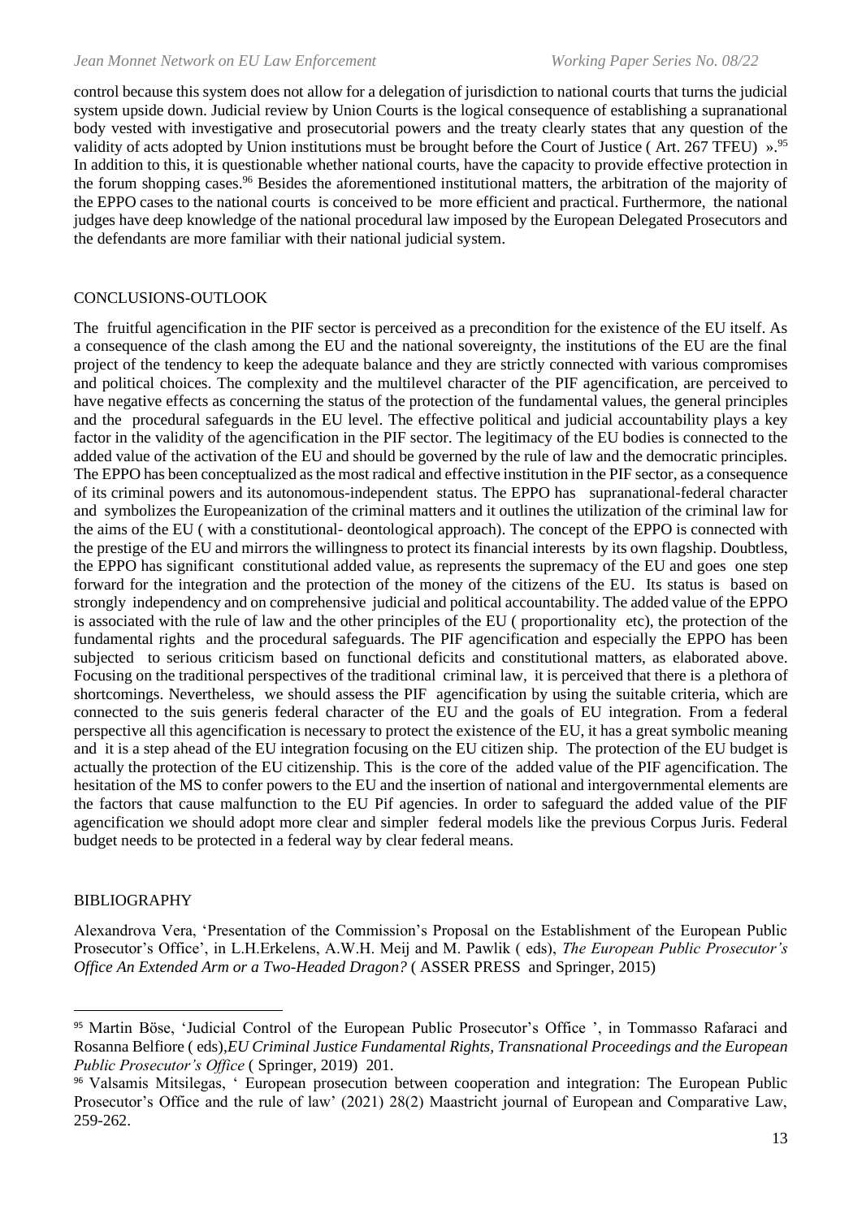control because this system does not allow for a delegation of jurisdiction to national courts that turns the judicial system upside down. Judicial review by Union Courts is the logical consequence of establishing a supranational body vested with investigative and prosecutorial powers and the treaty clearly states that any question of the validity of acts adopted by Union institutions must be brought before the Court of Justice ( Art. 267 TFEU) ».[95] In addition to this, it is questionable whether national courts, have the capacity to provide effective protection in the forum shopping cases.[96] Besides the aforementioned institutional matters, the arbitration of the majority of the EPPO cases to the national courts is conceived to be more efficient and practical. Furthermore, the national judges have deep knowledge of the national procedural law imposed by the European Delegated Prosecutors and the defendants are more familiar with their national judicial system.

## CONCLUSIONS-OUTLOOK

The fruitful agencification in the PIF sector is perceived as a precondition for the existence of the EU itself. As a consequence of the clash among the EU and the national sovereignty, the institutions of the EU are the final project of the tendency to keep the adequate balance and they are strictly connected with various compromises and political choices. The complexity and the multilevel character of the PIF agencification, are perceived to have negative effects as concerning the status of the protection of the fundamental values, the general principles and the procedural safeguards in the EU level. The effective political and judicial accountability plays a key factor in the validity of the agencification in the PIF sector. The legitimacy of the EU bodies is connected to the added value of the activation of the EU and should be governed by the rule of law and the democratic principles. The EPPO has been conceptualized as the most radical and effective institution in the PIF sector, as a consequence of its criminal powers and its autonomous-independent status. The EPPO has supranational-federal character and symbolizes the Europeanization of the criminal matters and it outlines the utilization of the criminal law for the aims of the EU ( with a constitutional- deontological approach). The concept of the EPPO is connected with the prestige of the EU and mirrors the willingness to protect its financial interests by its own flagship. Doubtless, the EPPO has significant constitutional added value, as represents the supremacy of the EU and goes one step forward for the integration and the protection of the money of the citizens of the EU. Its status is based on strongly independency and on comprehensive judicial and political accountability. The added value of the EPPO is associated with the rule of law and the other principles of the EU ( proportionality etc), the protection of the fundamental rights and the procedural safeguards. The PIF agencification and especially the EPPO has been subjected to serious criticism based on functional deficits and constitutional matters, as elaborated above. Focusing on the traditional perspectives of the traditional criminal law, it is perceived that there is a plethora of shortcomings. Nevertheless, we should assess the PIF agencification by using the suitable criteria, which are connected to the suis generis federal character of the EU and the goals of EU integration. From a federal perspective all this agencification is necessary to protect the existence of the EU, it has a great symbolic meaning and it is a step ahead of the EU integration focusing on the EU citizen ship. The protection of the EU budget is actually the protection of the EU citizenship. This is the core of the added value of the PIF agencification. The hesitation of the MS to confer powers to the EU and the insertion of national and intergovernmental elements are the factors that cause malfunction to the EU Pif agencies. In order to safeguard the added value of the PIF agencification we should adopt more clear and simpler federal models like the previous Corpus Juris. Federal budget needs to be protected in a federal way by clear federal means.

## BIBLIOGRAPHY

Alexandrova Vera, 'Presentation of the Commission's Proposal on the Establishment of the European Public Prosecutor's Office', in L.H.Erkelens, A.W.H. Meij and M. Pawlik ( eds), *The European Public Prosecutor's Office An Extended Arm or a Two-Headed Dragon?* ( ASSER PRESS and Springer, 2015)

---

[95] Martin Böse, 'Judicial Control of the European Public Prosecutor's Office ', in Tommasso Rafaraci and Rosanna Belfiore ( eds),*EU Criminal Justice Fundamental Rights, Transnational Proceedings and the European Public Prosecutor's Office* ( Springer, 2019) 201.

[96] Valsamis Mitsilegas, ' European prosecution between cooperation and integration: The European Public Prosecutor's Office and the rule of law' (2021) 28(2) Maastricht journal of European and Comparative Law, 259-262.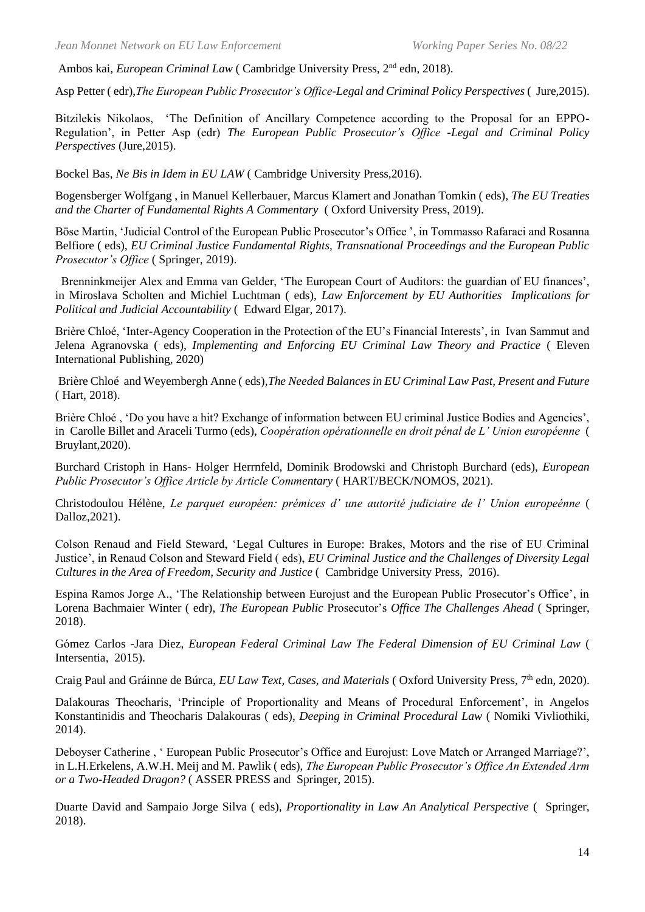Ambos kai, *European Criminal Law* ( Cambridge University Press, 2nd edn, 2018).

Asp Petter ( edr),*The European Public Prosecutor's Office-Legal and Criminal Policy Perspectives* ( Jure,2015).

Bitzilekis Nikolaos, 'The Definition of Ancillary Competence according to the Proposal for an EPPO-Regulation', in Petter Asp (edr) *The European Public Prosecutor's Office -Legal and Criminal Policy Perspectives* (Jure,2015).

Bockel Bas, *Ne Bis in Idem in EU LAW* ( Cambridge University Press,2016).

Bogensberger Wolfgang , in Manuel Kellerbauer, Marcus Klamert and Jonathan Tomkin ( eds), *The EU Treaties and the Charter of Fundamental Rights A Commentary* ( Oxford University Press, 2019).

Böse Martin, 'Judicial Control of the European Public Prosecutor's Office ', in Tommasso Rafaraci and Rosanna Belfiore ( eds), *EU Criminal Justice Fundamental Rights, Transnational Proceedings and the European Public Prosecutor's Office* ( Springer, 2019).

Brenninkmeijer Alex and Emma van Gelder, 'The European Court of Auditors: the guardian of EU finances', in Miroslava Scholten and Michiel Luchtman ( eds), *Law Enforcement by EU Authorities Implications for Political and Judicial Accountability* ( Edward Elgar, 2017).

Brière Chloé, 'Inter-Agency Cooperation in the Protection of the EU's Financial Interests', in Ivan Sammut and Jelena Agranovska ( eds), *Implementing and Enforcing EU Criminal Law Theory and Practice* ( Eleven International Publishing, 2020)

Brière Chloé and Weyembergh Anne ( eds),*The Needed Balances in EU Criminal Law Past, Present and Future* ( Hart, 2018).

Brière Chloé , 'Do you have a hit? Exchange of information between EU criminal Justice Bodies and Agencies', in Carolle Billet and Araceli Turmo (eds), *Coopération opérationnelle en droit pénal de L' Union européenne* ( Bruylant,2020).

Burchard Cristoph in Hans- Holger Herrnfeld, Dominik Brodowski and Christoph Burchard (eds), *European Public Prosecutor's Office Article by Article Commentary* ( HART/BECK/NOMOS, 2021).

Christodoulou Hélène, *Le parquet européen: prémices d' une autorité judiciaire de l' Union europeénne* ( Dalloz,2021).

Colson Renaud and Field Steward, 'Legal Cultures in Europe: Brakes, Motors and the rise of EU Criminal Justice', in Renaud Colson and Steward Field ( eds), *EU Criminal Justice and the Challenges of Diversity Legal Cultures in the Area of Freedom, Security and Justice* ( Cambridge University Press, 2016).

Espina Ramos Jorge A., 'The Relationship between Eurojust and the European Public Prosecutor's Office', in Lorena Bachmaier Winter ( edr), *The European Public* Prosecutor's *Office The Challenges Ahead* ( Springer, 2018).

Gómez Carlos -Jara Diez, *European Federal Criminal Law The Federal Dimension of EU Criminal Law* ( Intersentia, 2015).

Craig Paul and Gráinne de Búrca, *EU Law Text, Cases, and Materials* ( Oxford University Press, 7th edn, 2020).

Dalakouras Theocharis, 'Principle of Proportionality and Means of Procedural Enforcement', in Angelos Konstantinidis and Theocharis Dalakouras ( eds), *Deeping in Criminal Procedural Law* ( Nomiki Vivliothiki, 2014).

Deboyser Catherine , ' European Public Prosecutor's Office and Eurojust: Love Match or Arranged Marriage?', in L.H.Erkelens, A.W.H. Meij and M. Pawlik ( eds), *The European Public Prosecutor's Office An Extended Arm or a Two-Headed Dragon?* ( ASSER PRESS and Springer, 2015).

Duarte David and Sampaio Jorge Silva ( eds), *Proportionality in Law An Analytical Perspective* ( Springer, 2018).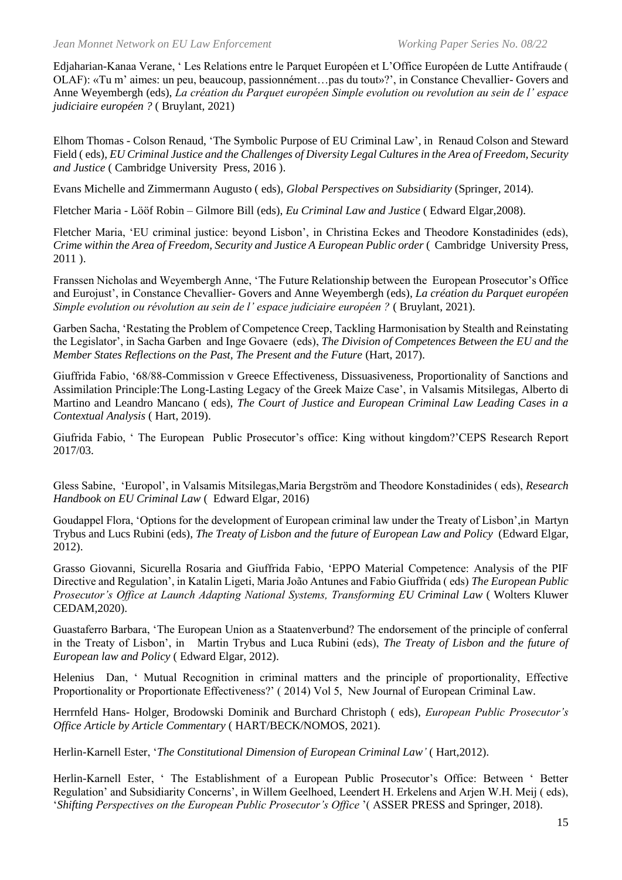Edjaharian-Kanaa Verane, ' Les Relations entre le Parquet Européen et L'Office Européen de Lutte Antifraude ( OLAF): «Tu m' aimes: un peu, beaucoup, passionnément…pas du tout»?', in Constance Chevallier- Govers and Anne Weyembergh (eds), *La création du Parquet européen Simple evolution ou revolution au sein de l' espace judiciaire européen ?* ( Bruylant, 2021)

Elhom Thomas - Colson Renaud, 'The Symbolic Purpose of EU Criminal Law', in Renaud Colson and Steward Field ( eds), *EU Criminal Justice and the Challenges of Diversity Legal Cultures in the Area of Freedom, Security and Justice* ( Cambridge University Press, 2016 ).

Evans Michelle and Zimmermann Augusto ( eds), *Global Perspectives on Subsidiarity* (Springer, 2014).

Fletcher Maria - Lööf Robin – Gilmore Bill (eds), *Eu Criminal Law and Justice* ( Edward Elgar,2008).

Fletcher Maria, 'EU criminal justice: beyond Lisbon', in Christina Eckes and Theodore Konstadinides (eds), *Crime within the Area of Freedom, Security and Justice A European Public order* ( Cambridge University Press, 2011 ).

Franssen Nicholas and Weyembergh Anne, 'The Future Relationship between the European Prosecutor's Office and Eurojust', in Constance Chevallier- Govers and Anne Weyembergh (eds), *La création du Parquet européen Simple evolution ou révolution au sein de l' espace judiciaire européen ?* ( Bruylant, 2021).

Garben Sacha, 'Restating the Problem of Competence Creep, Tackling Harmonisation by Stealth and Reinstating the Legislator', in Sacha Garben and Inge Govaere (eds), *The Division of Competences Between the EU and the Member States Reflections on the Past, The Present and the Future* (Hart, 2017).

Giuffrida Fabio, '68/88-Commission v Greece Effectiveness, Dissuasiveness, Proportionality of Sanctions and Assimilation Principle:The Long-Lasting Legacy of the Greek Maize Case', in Valsamis Mitsilegas, Alberto di Martino and Leandro Mancano ( eds), *The Court of Justice and European Criminal Law Leading Cases in a Contextual Analysis* ( Hart, 2019).

Giufrida Fabio, ' The European Public Prosecutor's office: King without kingdom?'CEPS Research Report 2017/03.

Gless Sabine, 'Europol', in Valsamis Mitsilegas,Maria Bergström and Theodore Konstadinides ( eds), *Research Handbook on EU Criminal Law* ( Edward Elgar, 2016)

Goudappel Flora, 'Options for the development of European criminal law under the Treaty of Lisbon',in Martyn Trybus and Lucs Rubini (eds), *The Treaty of Lisbon and the future of European Law and Policy* (Edward Elgar, 2012).

Grasso Giovanni, Sicurella Rosaria and Giuffrida Fabio, 'EPPO Material Competence: Analysis of the PIF Directive and Regulation', in Katalin Ligeti, Maria João Antunes and Fabio Giuffrida ( eds) *The European Public Prosecutor's Office at Launch Adapting National Systems, Transforming EU Criminal Law* ( Wolters Kluwer CEDAM,2020).

Guastaferro Barbara, 'The European Union as a Staatenverbund? The endorsement of the principle of conferral in the Treaty of Lisbon', in Martin Trybus and Luca Rubini (eds), *The Treaty of Lisbon and the future of European law and Policy* ( Edward Elgar, 2012).

Helenius Dan, ' Mutual Recognition in criminal matters and the principle of proportionality, Effective Proportionality or Proportionate Effectiveness?' ( 2014) Vol 5, New Journal of European Criminal Law.

Herrnfeld Hans- Holger, Brodowski Dominik and Burchard Christoph ( eds), *European Public Prosecutor's Office Article by Article Commentary* ( HART/BECK/NOMOS, 2021).

Herlin-Karnell Ester, '*The Constitutional Dimension of European Criminal Law'* ( Hart,2012).

Herlin-Karnell Ester, ' The Establishment of a European Public Prosecutor's Office: Between ' Better Regulation' and Subsidiarity Concerns', in Willem Geelhoed, Leendert H. Erkelens and Arjen W.H. Meij ( eds), '*Shifting Perspectives on the European Public Prosecutor's Office* '( ASSER PRESS and Springer, 2018).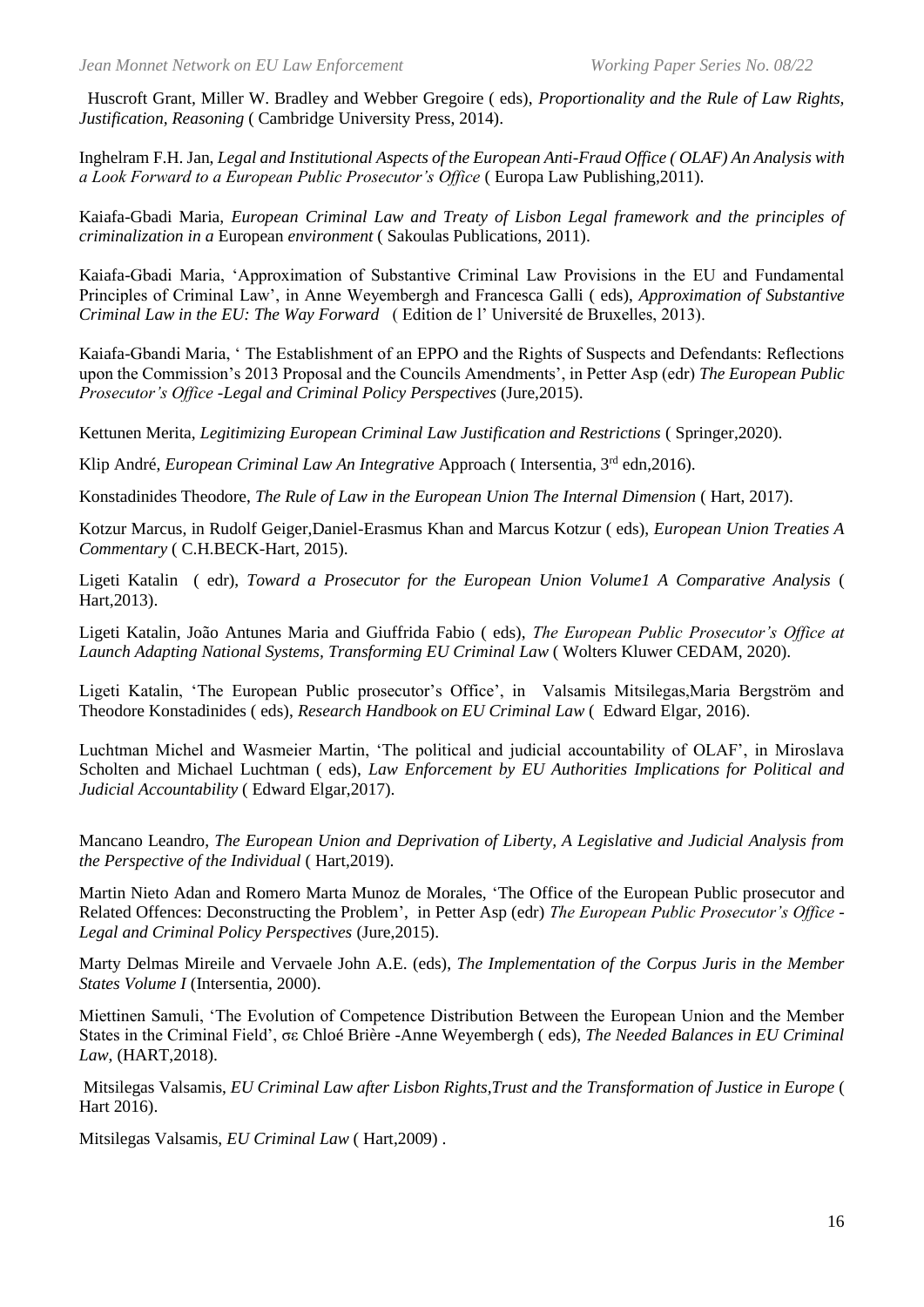Huscroft Grant, Miller W. Bradley and Webber Gregoire ( eds), *Proportionality and the Rule of Law Rights, Justification, Reasoning* ( Cambridge University Press, 2014).

Inghelram F.H. Jan, *Legal and Institutional Aspects of the European Anti-Fraud Office ( OLAF) An Analysis with a Look Forward to a European Public Prosecutor's Office* ( Europa Law Publishing,2011).

Kaiafa-Gbadi Maria, *European Criminal Law and Treaty of Lisbon Legal framework and the principles of criminalization in a* European *environment* ( Sakoulas Publications, 2011).

Kaiafa-Gbadi Maria, 'Approximation of Substantive Criminal Law Provisions in the EU and Fundamental Principles of Criminal Law', in Anne Weyembergh and Francesca Galli ( eds), *Approximation of Substantive Criminal Law in the EU: The Way Forward* ( Edition de l' Université de Bruxelles, 2013).

Kaiafa-Gbandi Maria, ' The Establishment of an EPPO and the Rights of Suspects and Defendants: Reflections upon the Commission's 2013 Proposal and the Councils Amendments', in Petter Asp (edr) *The European Public Prosecutor's Office -Legal and Criminal Policy Perspectives* (Jure,2015).

Kettunen Merita, *Legitimizing European Criminal Law Justification and Restrictions* ( Springer,2020).

Klip André, *European Criminal Law An Integrative* Approach ( Intersentia, 3rd edn,2016).

Konstadinides Theodore, *The Rule of Law in the European Union The Internal Dimension* ( Hart, 2017).

Kotzur Marcus, in Rudolf Geiger,Daniel-Erasmus Khan and Marcus Kotzur ( eds), *European Union Treaties A Commentary* ( C.H.BECK-Hart, 2015).

Ligeti Katalin ( edr), *Toward a Prosecutor for the European Union Volume1 A Comparative Analysis* ( Hart,2013).

Ligeti Katalin, João Antunes Maria and Giuffrida Fabio ( eds), *The European Public Prosecutor's Office at Launch Adapting National Systems, Transforming EU Criminal Law* ( Wolters Kluwer CEDAM, 2020).

Ligeti Katalin, 'The European Public prosecutor's Office', in Valsamis Mitsilegas,Maria Bergström and Theodore Konstadinides ( eds), *Research Handbook on EU Criminal Law* ( Edward Elgar, 2016).

Luchtman Michel and Wasmeier Martin, 'The political and judicial accountability of OLAF', in Miroslava Scholten and Michael Luchtman ( eds), *Law Enforcement by EU Authorities Implications for Political and Judicial Accountability* ( Edward Elgar,2017).

Mancano Leandro, *The European Union and Deprivation of Liberty, A Legislative and Judicial Analysis from the Perspective of the Individual* ( Hart,2019).

Martin Nieto Adan and Romero Marta Munoz de Morales, 'The Office of the European Public prosecutor and Related Offences: Deconstructing the Problem', in Petter Asp (edr) *The European Public Prosecutor's Office - Legal and Criminal Policy Perspectives* (Jure,2015).

Marty Delmas Mireile and Vervaele John A.E. (eds), *The Implementation of the Corpus Juris in the Member States Volume I* (Intersentia, 2000).

Miettinen Samuli, 'The Evolution of Competence Distribution Between the European Union and the Member States in the Criminal Field', σε Chloé Brière -Anne Weyembergh ( eds), *The Needed Balances in EU Criminal Law*, (HART,2018).

Mitsilegas Valsamis, *EU Criminal Law after Lisbon Rights,Trust and the Transformation of Justice in Europe* ( Hart 2016).

Mitsilegas Valsamis, *EU Criminal Law* ( Hart,2009) .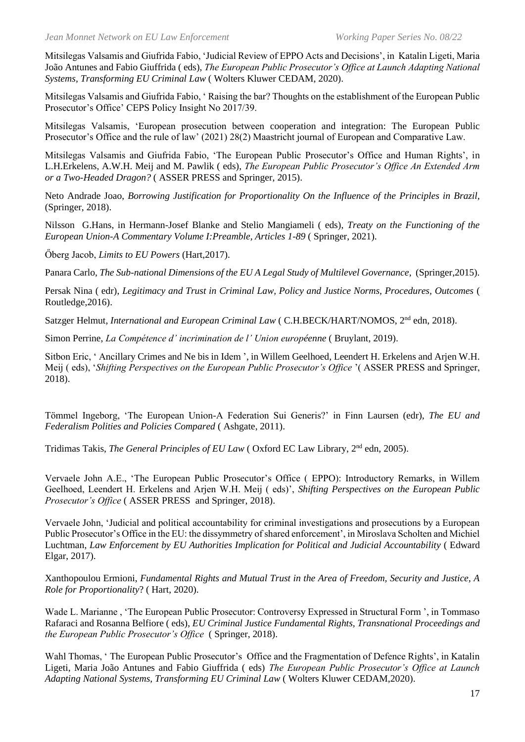Mitsilegas Valsamis and Giufrida Fabio, 'Judicial Review of EPPO Acts and Decisions', in Katalin Ligeti, Maria João Antunes and Fabio Giuffrida ( eds), *The European Public Prosecutor's Office at Launch Adapting National Systems, Transforming EU Criminal Law* ( Wolters Kluwer CEDAM, 2020).

Mitsilegas Valsamis and Giufrida Fabio, ' Raising the bar? Thoughts on the establishment of the European Public Prosecutor's Office' CEPS Policy Insight No 2017/39.

Mitsilegas Valsamis, 'European prosecution between cooperation and integration: The European Public Prosecutor's Office and the rule of law' (2021) 28(2) Maastricht journal of European and Comparative Law.

Mitsilegas Valsamis and Giufrida Fabio, 'The European Public Prosecutor's Office and Human Rights', in L.H.Erkelens, A.W.H. Meij and M. Pawlik ( eds), *The European Public Prosecutor's Office An Extended Arm or a Two-Headed Dragon?* ( ASSER PRESS and Springer, 2015).

Neto Andrade Joao, *Borrowing Justification for Proportionality On the Influence of the Principles in Brazil*, (Springer, 2018).

Nilsson G.Hans, in Hermann-Josef Blanke and Stelio Mangiameli ( eds), *Treaty on the Functioning of the European Union-A Commentary Volume I:Preamble, Articles 1-89* ( Springer, 2021).

Őberg Jacob, *Limits to EU Powers* (Hart,2017).

Panara Carlo, *The Sub-national Dimensions of the EU A Legal Study of Multilevel Governance*, (Springer,2015).

Persak Nina ( edr), *Legitimacy and Trust in Criminal Law, Policy and Justice Norms, Procedures, Outcomes* ( Routledge,2016).

Satzger Helmut, *International and European Criminal Law* ( C.H.BECK/HART/NOMOS, 2nd edn, 2018).

Simon Perrine, *La Compétence d' incrimination de l' Union européenne* ( Bruylant, 2019).

Sitbon Eric, ' Ancillary Crimes and Ne bis in Idem ', in Willem Geelhoed, Leendert H. Erkelens and Arjen W.H. Meij ( eds), '*Shifting Perspectives on the European Public Prosecutor's Office* '( ASSER PRESS and Springer, 2018).

Tömmel Ingeborg, 'The European Union-A Federation Sui Generis?' in Finn Laursen (edr), *The EU and Federalism Polities and Policies Compared* ( Ashgate, 2011).

Tridimas Takis, *The General Principles of EU Law* ( Oxford EC Law Library, 2nd edn, 2005).

Vervaele John A.E., 'The European Public Prosecutor's Office ( EPPO): Introductory Remarks, in Willem Geelhoed, Leendert H. Erkelens and Arjen W.H. Meij ( eds)', *Shifting Perspectives on the European Public Prosecutor's Office* ( ASSER PRESS and Springer, 2018).

Vervaele John, 'Judicial and political accountability for criminal investigations and prosecutions by a European Public Prosecutor's Office in the EU: the dissymmetry of shared enforcement', in Miroslava Scholten and Michiel Luchtman, *Law Enforcement by EU Authorities Implication for Political and Judicial Accountability* ( Edward Elgar, 2017).

Xanthopoulou Ermioni, *Fundamental Rights and Mutual Trust in the Area of Freedom, Security and Justice, A Role for Proportionality*? ( Hart, 2020).

Wade L. Marianne , 'The European Public Prosecutor: Controversy Expressed in Structural Form ', in Tommaso Rafaraci and Rosanna Belfiore ( eds), *EU Criminal Justice Fundamental Rights, Transnational Proceedings and the European Public Prosecutor's Office* ( Springer, 2018).

Wahl Thomas, ' The European Public Prosecutor's Office and the Fragmentation of Defence Rights', in Katalin Ligeti, Maria João Antunes and Fabio Giuffrida ( eds) *The European Public Prosecutor's Office at Launch Adapting National Systems, Transforming EU Criminal Law* ( Wolters Kluwer CEDAM,2020).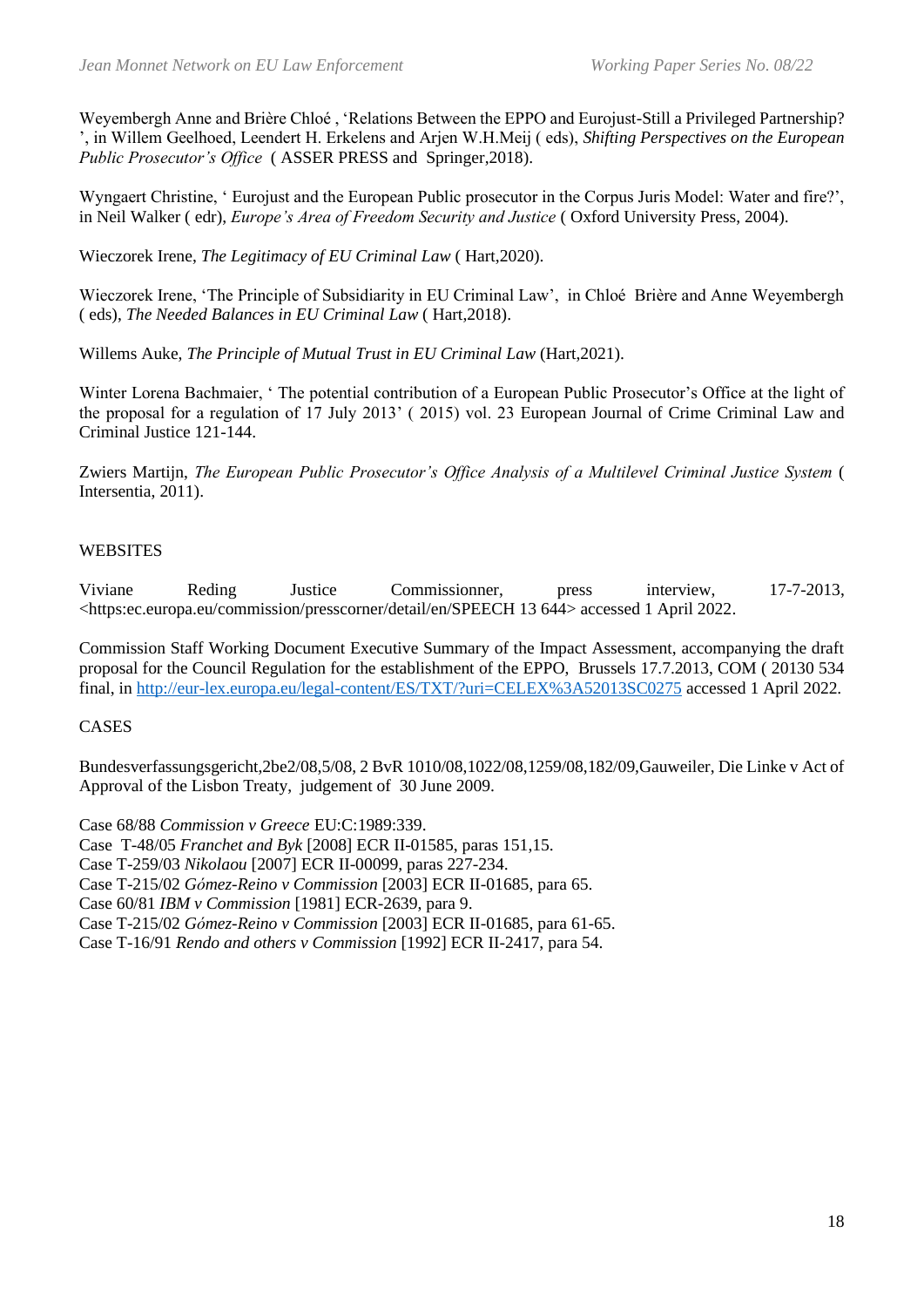Weyembergh Anne and Brière Chloé , 'Relations Between the EPPO and Eurojust-Still a Privileged Partnership? ', in Willem Geelhoed, Leendert H. Erkelens and Arjen W.H.Meij ( eds), *Shifting Perspectives on the European Public Prosecutor's Office* ( ASSER PRESS and Springer,2018).

Wyngaert Christine, ' Eurojust and the European Public prosecutor in the Corpus Juris Model: Water and fire?', in Neil Walker ( edr), *Europe's Area of Freedom Security and Justice* ( Oxford University Press, 2004).

Wieczorek Irene, *The Legitimacy of EU Criminal Law* ( Hart,2020).

Wieczorek Irene, 'The Principle of Subsidiarity in EU Criminal Law', in Chloé Brière and Anne Weyembergh ( eds), *The Needed Balances in EU Criminal Law* ( Hart,2018).

Willems Auke, *The Principle of Mutual Trust in EU Criminal Law* (Hart,2021).

Winter Lorena Bachmaier, ' The potential contribution of a European Public Prosecutor's Office at the light of the proposal for a regulation of 17 July 2013' ( 2015) vol. 23 European Journal of Crime Criminal Law and Criminal Justice 121-144.

Zwiers Martijn, *The European Public Prosecutor's Office Analysis of a Multilevel Criminal Justice System* ( Intersentia, 2011).

WEBSITES

Viviane Reding Justice Commissionner, press interview, 17-7-2013, <https:ec.europa.eu/commission/presscorner/detail/en/SPEECH 13 644> accessed 1 April 2022.

Commission Staff Working Document Executive Summary of the Impact Assessment, accompanying the draft proposal for the Council Regulation for the establishment of the EPPO, Brussels 17.7.2013, COM ( 20130 534 final, in http://eur-lex.europa.eu/legal-content/ES/TXT/?uri=CELEX%3A52013SC0275 accessed 1 April 2022.

CASES

Bundesverfassungsgericht,2be2/08,5/08, 2 BvR 1010/08,1022/08,1259/08,182/09,Gauweiler, Die Linke v Act of Approval of the Lisbon Treaty, judgement of 30 June 2009.

Case 68/88 *Commission v Greece* EU:C:1989:339.
Case T-48/05 *Franchet and Byk* [2008] ECR II-01585, paras 151,15.
Case T-259/03 *Nikolaou* [2007] ECR II-00099, paras 227-234.
Case T-215/02 *Gómez-Reino v Commission* [2003] ECR II-01685, para 65.
Case 60/81 *IBM v Commission* [1981] ECR-2639, para 9.
Case T-215/02 *Gómez-Reino v Commission* [2003] ECR II-01685, para 61-65.
Case T-16/91 *Rendo and others v Commission* [1992] ECR II-2417, para 54.